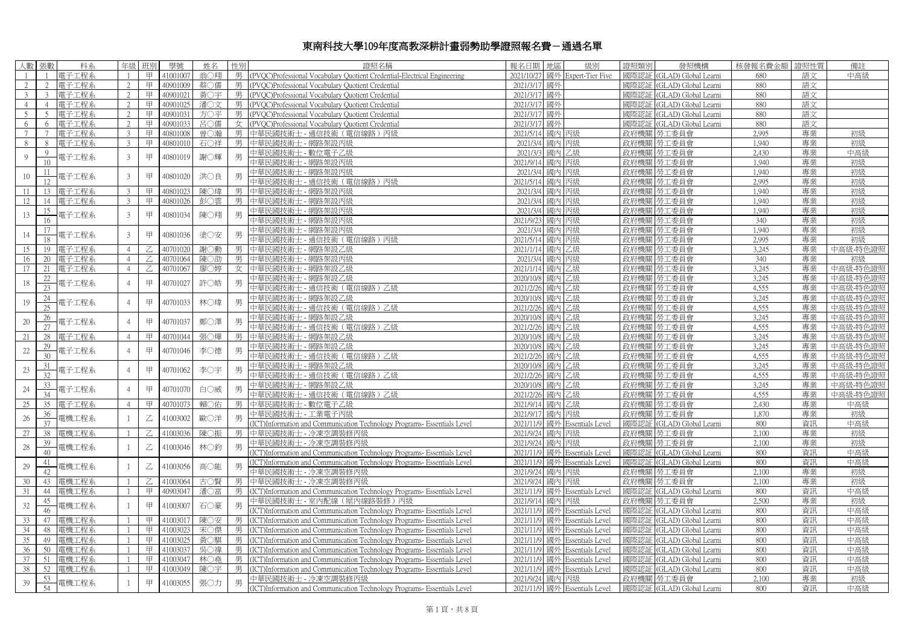# 東南科技大學109年度高教深耕計畫弱勢助學證照報名費－通過名單

| 人數 | 張數 | 科系 | 年級 | 班別 | 學號 | 姓名 | 性別 | 證照名稱 | 報名日期 | 地區 | 級別 | 證照類別 | 發照機構 | 核發報名費金額 | 證照性質 | 備註 |
|---|---|---|---|---|---|---|---|---|---|---|---|---|---|---|---|---|
| 1 | 1 | 電子工程系 | 1 | 甲 | 41001007 | 翁〇翔 | 男 | (PVQC)Professional Vocabulary Quotient Credential-Electrical Engineering | 2021/10/27 | 國外 | Expert-Tier Five | 國際認証 | (GLAD) Global Learni | 680 | 語文 | 中高級 |
| 2 | 2 | 電子工程系 | 2 | 甲 | 40901009 | 蔡〇儒 | 男 | (PVQC)Professional Vocabulary Quotient Credential | 2021/3/17 | 國外 |  | 國際認証 | (GLAD) Global Learni | 880 | 語文 |  |
| 3 | 3 | 電子工程系 | 2 | 甲 | 40901021 | 黃〇宇 | 男 | (PVQC)Professional Vocabulary Quotient Credential | 2021/3/17 | 國外 |  | 國際認証 | (GLAD) Global Learni | 880 | 語文 |  |
| 4 | 4 | 電子工程系 | 2 | 甲 | 40901025 | 潘〇文 | 男 | (PVQC)Professional Vocabulary Quotient Credential | 2021/3/17 | 國外 |  | 國際認証 | (GLAD) Global Learni | 880 | 語文 |  |
| 5 | 5 | 電子工程系 | 2 | 甲 | 40901031 | 方〇平 | 男 | (PVQC)Professional Vocabulary Quotient Credential | 2021/3/17 | 國外 |  | 國際認証 | (GLAD) Global Learni | 880 | 語文 |  |
| 6 | 6 | 電子工程系 | 2 | 甲 | 40901033 | 呂〇儒 | 女 | (PVQC)Professional Vocabulary Quotient Credential | 2021/3/17 | 國外 |  | 國際認証 | (GLAD) Global Learni | 880 | 語文 |  |
| 7 | 7 | 電子工程系 | 3 | 甲 | 40801008 | 曾〇瀚 | 男 | 中華民國技術士 - 通信技術（電信線路）丙級 | 2021/5/14 | 國內 | 丙級 | 政府機關 | 勞工委員會 | 2,995 | 專業 | 初級 |
| 8 | 8 | 電子工程系 | 3 | 甲 | 40801010 | 石〇祥 | 男 | 中華民國技術士 - 網路架設丙級 | 2021/3/4 | 國內 | 丙級 | 政府機關 | 勞工委員會 | 1,940 | 專業 | 初級 |
| 9 | 9 | 電子工程系 | 3 | 甲 | 40801019 | 謝〇輝 | 男 | 中華民國技術士 - 數位電子乙級 | 2021/3/3 | 國內 | 乙級 | 政府機關 | 勞工委員會 | 2,430 | 專業 | 中高級 |
|  | 10 |  |  |  |  |  |  | 中華民國技術士 - 網路架設丙級 | 2021/9/14 | 國內 | 丙級 | 政府機關 | 勞工委員會 | 1,940 | 專業 | 初級 |
| 10 | 11 | 電子工程系 | 3 | 甲 | 40801030 | 洪〇良 | 男 | 中華民國技術士 - 網路架設丙級 | 2021/3/4 | 國內 | 丙級 | 政府機關 | 勞工委員會 | 1,940 | 專業 | 初級 |
|  | 12 |  |  |  |  |  |  | 中華民國技術士 - 通信技術（電信線路）丙級 | 2021/5/14 | 國內 | 丙級 | 政府機關 | 勞工委員會 | 2,995 | 專業 | 初級 |
| 11 | 13 | 電子工程系 | 3 | 甲 | 40801023 | 陳〇瑋 | 男 | 中華民國技術士 - 網路架設丙級 | 2021/3/4 | 國內 | 丙級 | 政府機關 | 勞工委員會 | 1,940 | 專業 | 初級 |
| 12 | 14 | 電子工程系 | 3 | 甲 | 40801026 | 彭〇雲 | 男 | 中華民國技術士 - 網路架設丙級 | 2021/3/4 | 國內 | 丙級 | 政府機關 | 勞工委員會 | 1,940 | 專業 | 初級 |
| 13 | 15 | 電子工程系 | 3 | 甲 | 40801034 | 陳〇翔 | 男 | 中華民國技術士 - 網路架設丙級 | 2021/3/4 | 國內 | 丙級 | 政府機關 | 勞工委員會 | 1,940 | 專業 | 初級 |
|  | 16 |  |  |  |  |  |  | 中華民國技術士 - 網路架設丙級 | 2021/9/23 | 國內 | 丙級 | 政府機關 | 勞工委員會 | 340 | 專業 | 初級 |
| 14 | 17 | 電子工程系 | 3 | 甲 | 40801036 | 塗〇安 | 男 | 中華民國技術士 - 網路架設丙級 | 2021/3/4 | 國內 | 丙級 | 政府機關 | 勞工委員會 | 1,940 | 專業 | 初級 |
|  | 18 |  |  |  |  |  |  | 中華民國技術士 - 通信技術（電信線路）丙級 | 2021/5/14 | 國內 | 丙級 | 政府機關 | 勞工委員會 | 2,995 | 專業 | 初級 |
| 15 | 19 | 電子工程系 | 4 | 乙 | 40701020 | 謝〇勳 | 男 | 中華民國技術士 - 網路架設乙級 | 2021/1/14 | 國內 | 乙級 | 政府機關 | 勞工委員會 | 3,245 | 專業 | 中高級-特色證照 |
| 16 | 20 | 電子工程系 | 4 | 乙 | 40701064 | 陳〇劭 | 男 | 中華民國技術士 - 網路架設丙級 | 2021/3/4 | 國內 | 丙級 | 政府機關 | 勞工委員會 | 340 | 專業 | 初級 |
| 17 | 21 | 電子工程系 | 4 | 乙 | 40701067 | 廖〇婷 | 女 | 中華民國技術士 - 網路架設乙級 | 2021/1/14 | 國內 | 乙級 | 政府機關 | 勞工委員會 | 3,245 | 專業 | 中高級-特色證照 |
| 18 | 22 | 電子工程系 | 4 | 甲 | 40701027 | 許〇皓 | 男 | 中華民國技術士 - 網路架設乙級 | 2020/10/8 | 國內 | 乙級 | 政府機關 | 勞工委員會 | 3,245 | 專業 | 中高級-特色證照 |
|  | 23 |  |  |  |  |  |  | 中華民國技術士 - 通信技術（電信線路）乙級 | 2021/2/26 | 國內 | 乙級 | 政府機關 | 勞工委員會 | 4,555 | 專業 | 中高級-特色證照 |
| 19 | 24 | 電子工程系 | 4 | 甲 | 40701033 | 林〇瑋 | 男 | 中華民國技術士 - 網路架設乙級 | 2020/10/8 | 國內 | 乙級 | 政府機關 | 勞工委員會 | 3,245 | 專業 | 中高級-特色證照 |
|  | 25 |  |  |  |  |  |  | 中華民國技術士 - 通信技術（電信線路）乙級 | 2021/2/26 | 國內 | 乙級 | 政府機關 | 勞工委員會 | 4,555 | 專業 | 中高級-特色證照 |
| 20 | 26 | 電子工程系 | 4 | 甲 | 40701037 | 鄭〇澤 | 男 | 中華民國技術士 - 網路架設乙級 | 2020/10/8 | 國內 | 乙級 | 政府機關 | 勞工委員會 | 3,245 | 專業 | 中高級-特色證照 |
|  | 27 |  |  |  |  |  |  | 中華民國技術士 - 通信技術（電信線路）乙級 | 2021/2/26 | 國內 | 乙級 | 政府機關 | 勞工委員會 | 4,555 | 專業 | 中高級-特色證照 |
| 21 | 28 | 電子工程系 | 4 | 甲 | 40701044 | 張〇燁 | 男 | 中華民國技術士 - 網路架設乙級 | 2020/10/8 | 國內 | 乙級 | 政府機關 | 勞工委員會 | 3,245 | 專業 | 中高級-特色證照 |
| 22 | 29 | 電子工程系 | 4 | 甲 | 40701046 | 李〇德 | 男 | 中華民國技術士 - 網路架設乙級 | 2020/10/8 | 國內 | 乙級 | 政府機關 | 勞工委員會 | 3,245 | 專業 | 中高級-特色證照 |
|  | 30 |  |  |  |  |  |  | 中華民國技術士 - 通信技術（電信線路）乙級 | 2021/2/26 | 國內 | 乙級 | 政府機關 | 勞工委員會 | 4,555 | 專業 | 中高級-特色證照 |
| 23 | 31 | 電子工程系 | 4 | 甲 | 40701062 | 李〇宇 | 男 | 中華民國技術士 - 網路架設乙級 | 2020/10/8 | 國內 | 乙級 | 政府機關 | 勞工委員會 | 3,245 | 專業 | 中高級-特色證照 |
|  | 32 |  |  |  |  |  |  | 中華民國技術士 - 通信技術（電信線路）乙級 | 2021/2/26 | 國內 | 乙級 | 政府機關 | 勞工委員會 | 4,555 | 專業 | 中高級-特色證照 |
| 24 | 33 | 電子工程系 | 4 | 甲 | 40701070 | 白〇威 | 男 | 中華民國技術士 - 網路架設乙級 | 2020/10/8 | 國內 | 乙級 | 政府機關 | 勞工委員會 | 3,245 | 專業 | 中高級-特色證照 |
|  | 34 |  |  |  |  |  |  | 中華民國技術士 - 通信技術（電信線路）乙級 | 2021/2/26 | 國內 | 乙級 | 政府機關 | 勞工委員會 | 4,555 | 專業 | 中高級-特色證照 |
| 25 | 35 | 電子工程系 | 4 | 甲 | 40701073 | 賴〇佑 | 男 | 中華民國技術士 - 數位電子乙級 | 2021/9/14 | 國內 | 乙級 | 政府機關 | 勞工委員會 | 2,430 | 專業 | 中高級 |
| 26 | 36 | 電機工程系 | 1 | 乙 | 41003002 | 歐〇洋 | 男 | 中華民國技術士 - 工業電子丙級 | 2021/9/17 | 國內 | 丙級 | 政府機關 | 勞工委員會 | 1,870 | 專業 | 初級 |
|  | 37 |  |  |  |  |  |  | (ICT)Information and Communication Technology Programs- Essentials Level | 2021/11/9 | 國外 | Essentials Level | 國際認証 | (GLAD) Global Learni | 800 | 資訊 | 中高級 |
| 27 | 38 | 電機工程系 | 1 | 乙 | 41003036 | 陳〇振 | 男 | 中華民國技術士 - 冷凍空調裝修丙級 | 2021/9/24 | 國內 | 丙級 | 政府機關 | 勞工委員會 | 2,100 | 專業 | 初級 |
| 28 | 39 | 電機工程系 | 1 | 乙 | 41003046 | 林〇鈞 | 男 | 中華民國技術士 - 冷凍空調裝修丙級 | 2021/9/24 | 國內 | 丙級 | 政府機關 | 勞工委員會 | 2,100 | 專業 | 初級 |
|  | 40 |  |  |  |  |  |  | (ICT)Information and Communication Technology Programs- Essentials Level | 2021/11/9 | 國外 | Essentials Level | 國際認証 | (GLAD) Global Learni | 800 | 資訊 | 中高級 |
| 29 | 41 | 電機工程系 | 1 | 乙 | 41003056 | 高〇能 | 男 | (ICT)Information and Communication Technology Programs- Essentials Level | 2021/11/9 | 國外 | Essentials Level | 國際認証 | (GLAD) Global Learni | 800 | 資訊 | 中高級 |
|  | 42 |  |  |  |  |  |  | 中華民國技術士 - 冷凍空調裝修丙級 | 2021/9/24 | 國內 | 丙級 | 政府機關 | 勞工委員會 | 2,100 | 專業 | 初級 |
| 30 | 43 | 電機工程系 | 1 | 乙 | 41003064 | 古〇賢 | 男 | 中華民國技術士 - 冷凍空調裝修丙級 | 2021/9/24 | 國內 | 丙級 | 政府機關 | 勞工委員會 | 2,100 | 專業 | 初級 |
| 31 | 44 | 電機工程系 | 1 | 甲 | 40903047 | 潘〇富 | 男 | (ICT)Information and Communication Technology Programs- Essentials Level | 2021/11/9 | 國外 | Essentials Level | 國際認証 | (GLAD) Global Learni | 800 | 資訊 | 中高級 |
| 32 | 45 | 電機工程系 | 1 | 甲 | 41003007 | 石〇豪 | 男 | 中華民國技術士 - 室內配線（屋內線路裝修）丙級 | 2021/9/14 | 國內 | 丙級 | 政府機關 | 勞工委員會 | 2,500 | 專業 | 初級 |
|  | 46 |  |  |  |  |  |  | (ICT)Information and Communication Technology Programs- Essentials Level | 2021/11/9 | 國外 | Essentials Level | 國際認証 | (GLAD) Global Learni | 800 | 資訊 | 中高級 |
| 33 | 47 | 電機工程系 | 1 | 甲 | 41003017 | 陳〇安 | 男 | (ICT)Information and Communication Technology Programs- Essentials Level | 2021/11/9 | 國外 | Essentials Level | 國際認証 | (GLAD) Global Learni | 800 | 資訊 | 中高級 |
| 34 | 48 | 電機工程系 | 1 | 甲 | 41003023 | 宋〇傑 | 男 | (ICT)Information and Communication Technology Programs- Essentials Level | 2021/11/9 | 國外 | Essentials Level | 國際認証 | (GLAD) Global Learni | 800 | 資訊 | 中高級 |
| 35 | 49 | 電機工程系 | 1 | 甲 | 41003025 | 黃〇騏 | 男 | (ICT)Information and Communication Technology Programs- Essentials Level | 2021/11/9 | 國外 | Essentials Level | 國際認証 | (GLAD) Global Learni | 800 | 資訊 | 中高級 |
| 36 | 50 | 電機工程系 | 1 | 甲 | 41003037 | 吳〇deb | 男 | (ICT)Information and Communication Technology Programs- Essentials Level | 2021/11/9 | 國外 | Essentials Level | 國際認証 | (GLAD) Global Learni | 800 | 資訊 | 中高級 |
| 37 | 51 | 電機工程系 | 1 | 甲 | 41003047 | 林〇堯 | 男 | (ICT)Information and Communication Technology Programs- Essentials Level | 2021/11/9 | 國外 | Essentials Level | 國際認証 | (GLAD) Global Learni | 800 | 資訊 | 中高級 |
| 38 | 52 | 電機工程系 | 1 | 甲 | 41003049 | 陳〇宇 | 男 | (ICT)Information and Communication Technology Programs- Essentials Level | 2021/11/9 | 國外 | Essentials Level | 國際認証 | (GLAD) Global Learni | 800 | 資訊 | 中高級 |
| 39 | 53 | 電機工程系 | 1 | 甲 | 41003055 | 張〇力 | 男 | 中華民國技術士 - 冷凍空調裝修丙級 | 2021/9/24 | 國內 | 丙級 | 政府機關 | 勞工委員會 | 2,100 | 專業 | 初級 |
|  | 54 |  |  |  |  |  |  | (ICT)Information and Communication Technology Programs- Essentials Level | 2021/11/9 | 國外 | Essentials Level | 國際認証 | (GLAD) Global Learni | 800 | 資訊 | 中高級 |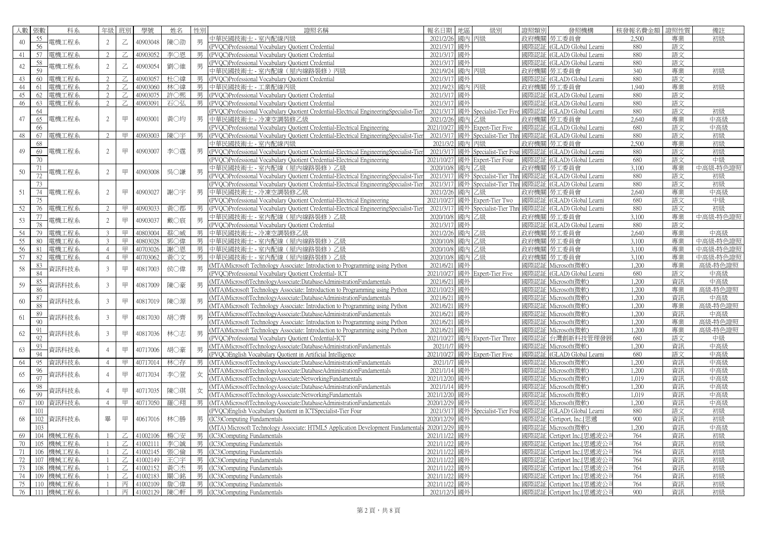| 人數 | 張數 | 科系 | 年級 | 班別 | 學號 | 姓名 | 性別 | 證照名稱 | 報名日期 | 地區 | 級別 | 證照類別 | 發照機構 | 核發報名費金額 | 證照性質 | 備註 |
|---|---|---|---|---|---|---|---|---|---|---|---|---|---|---|---|---|
| 40 | 55 | 電機工程系 | 2 | 乙 | 40903048 | 陳○劭 | 男 | 中華民國技術士 - 室內配線丙級 | 2021/2/26 | 國內 | 丙級 | 政府機關 | 勞工委員會 | 2,500 | 專業 | 初級 |
| | 56 | | | | | | | (PVQC)Professional Vocabulary Quotient Credential | 2021/3/17 | 國外 | | 國際認証 | (GLAD) Global Learni | 880 | 語文 | |
| 41 | 57 | 電機工程系 | 2 | 乙 | 40903052 | 李○恩 | 男 | (PVQC)Professional Vocabulary Quotient Credential | 2021/3/17 | 國外 | | 國際認証 | (GLAD) Global Learni | 880 | 語文 | |
| 42 | 58 | 電機工程系 | 2 | 乙 | 40903054 | 劉○維 | 男 | (PVQC)Professional Vocabulary Quotient Credential | 2021/3/17 | 國外 | | 國際認証 | (GLAD) Global Learni | 880 | 語文 | |
| | 59 | | | | | | | 中華民國技術士 - 室內配線（屋內線路裝修）丙級 | 2021/9/24 | 國內 | 丙級 | 政府機關 | 勞工委員會 | 340 | 專業 | 初級 |
| 43 | 60 | 電機工程系 | 2 | 乙 | 40903057 | 杜○緯 | 男 | (PVQC)Professional Vocabulary Quotient Credential | 2021/3/17 | 國外 | | 國際認証 | (GLAD) Global Learni | 880 | 語文 | |
| 44 | 61 | 電機工程系 | 2 | 乙 | 40903060 | 林○緯 | 男 | 中華民國技術士 - 工業配線丙級 | 2021/9/23 | 國內 | 丙級 | 政府機關 | 勞工委員會 | 1,940 | 專業 | 初級 |
| 45 | 62 | 電機工程系 | 2 | 乙 | 40903075 | 許○熙 | 男 | (PVQC)Professional Vocabulary Quotient Credential | 2021/3/17 | 國外 | | 國際認証 | (GLAD) Global Learni | 880 | 語文 | |
| 46 | 63 | 電機工程系 | 2 | 乙 | 40903091 | 石○弘 | 男 | (PVQC)Professional Vocabulary Quotient Credential | 2021/3/17 | 國外 | | 國際認証 | (GLAD) Global Learni | 880 | 語文 | |
| 47 | 64 | 電機工程系 | 2 | 甲 | 40903001 | 黃○均 | 男 | (PVQC)Professional Vocabulary Quotient Credential-Electrical EngineeringSpecialist-Tier | 2021/3/17 | 國外 | Specialist-Tier Five | 國際認証 | (GLAD) Global Learni | 880 | 語文 | 初級 |
| | 65 | | | | | | | 中華民國技術士 - 冷凍空調裝修乙級 | 2021/2/26 | 國內 | 乙級 | 政府機關 | 勞工委員會 | 2,640 | 專業 | 中高級 |
| | 66 | | | | | | | (PVQC)Professional Vocabulary Quotient Credential-Electrical Engineering | 2021/10/27 | 國外 | Expert-Tier Five | 國際認証 | (GLAD) Global Learni | 680 | 語文 | 中高級 |
| 48 | 67 | 電機工程系 | 2 | 甲 | 40903003 | 陳○宇 | 男 | (PVQC)Professional Vocabulary Quotient Credential-Electrical EngineeringSpecialist-Tier | 2021/3/17 | 國外 | Specialist-Tier Thre | 國際認証 | (GLAD) Global Learni | 880 | 語文 | 初級 |
| 49 | 68 | 電機工程系 | 2 | 甲 | 40903007 | 李○霆 | 男 | 中華民國技術士 - 室內配線丙級 | 2021/3/2 | 國內 | 丙級 | 政府機關 | 勞工委員會 | 2,500 | 專業 | 初級 |
| | 69 | | | | | | | (PVQC)Professional Vocabulary Quotient Credential-Electrical EngineeringSpecialist-Tier | 2021/3/17 | 國外 | Specialist-Tier Four | 國際認証 | (GLAD) Global Learni | 880 | 語文 | 初級 |
| | 70 | | | | | | | (PVQC)Professional Vocabulary Quotient Credential-Electrical Engineering | 2021/10/27 | 國外 | Expert-Tier Four | 國際認証 | (GLAD) Global Learni | 680 | 語文 | 中級 |
| 50 | 71 | 電機工程系 | 2 | 甲 | 40903008 | 吳○謙 | 男 | 中華民國技術士 - 室內配線（屋內線路裝修）乙級 | 2020/10/8 | 國內 | 乙級 | 政府機關 | 勞工委員會 | 3,100 | 專業 | 中高級-特色證照 |
| | 72 | | | | | | | (PVQC)Professional Vocabulary Quotient Credential-Electrical EngineeringSpecialist-Tier | 2021/3/17 | 國外 | Specialist-Tier Thre | 國際認証 | (GLAD) Global Learni | 880 | 語文 | 初級 |
| 51 | 73 | 電機工程系 | 2 | 甲 | 40903027 | 謝○宇 | 男 | (PVQC)Professional Vocabulary Quotient Credential-Electrical EngineeringSpecialist-Tier | 2021/3/17 | 國外 | Specialist-Tier Thre | 國際認証 | (GLAD) Global Learni | 880 | 語文 | 初級 |
| | 74 | | | | | | | 中華民國技術士 - 冷凍空調裝修乙級 | 2021/2/26 | 國內 | 乙級 | 政府機關 | 勞工委員會 | 2,640 | 專業 | 中高級 |
| | 75 | | | | | | | (PVQC)Professional Vocabulary Quotient Credential-Electrical Engineering | 2021/10/27 | 國外 | Expert-Tier Two | 國際認証 | (GLAD) Global Learni | 680 | 語文 | 中級 |
| 52 | 76 | 電機工程系 | 2 | 甲 | 40903033 | 黃○郡 | 男 | (PVQC)Professional Vocabulary Quotient Credential-Electrical EngineeringSpecialist-Tier | 2021/3/17 | 國外 | Specialist-Tier Thre | 國際認証 | (GLAD) Global Learni | 880 | 語文 | 初級 |
| 53 | 77 | 電機工程系 | 2 | 甲 | 40903037 | 戴○宸 | 男 | 中華民國技術士 - 室內配線（屋內線路裝修）乙級 | 2020/10/8 | 國內 | 乙級 | 政府機關 | 勞工委員會 | 3,100 | 專業 | 中高級-特色證照 |
| | 78 | | | | | | | (PVQC)Professional Vocabulary Quotient Credential | 2021/3/17 | 國外 | | 國際認証 | (GLAD) Global Learni | 880 | 語文 | |
| 54 | 79 | 電機工程系 | 3 | 甲 | 40803004 | 蔡○威 | 男 | 中華民國技術士 - 冷凍空調裝修乙級 | 2021/2/26 | 國內 | 乙級 | 政府機關 | 勞工委員會 | 2,640 | 專業 | 中高級 |
| 55 | 80 | 電機工程系 | 3 | 甲 | 40803028 | 郭○偉 | 男 | 中華民國技術士 - 室內配線（屋內線路裝修）乙級 | 2020/10/8 | 國內 | 乙級 | 政府機關 | 勞工委員會 | 3,100 | 專業 | 中高級-特色證照 |
| 56 | 81 | 電機工程系 | 4 | 甲 | 40703026 | 謝○恩 | 男 | 中華民國技術士 - 室內配線（屋內線路裝修）乙級 | 2020/10/8 | 國內 | 乙級 | 政府機關 | 勞工委員會 | 3,100 | 專業 | 中高級-特色證照 |
| 57 | 82 | 電機工程系 | 4 | 甲 | 40703062 | 黃○文 | 男 | 中華民國技術士 - 室內配線（屋內線路裝修）乙級 | 2020/10/8 | 國內 | 乙級 | 政府機關 | 勞工委員會 | 3,100 | 專業 | 中高級-特色證照 |
| 58 | 83 | 資訊科技系 | 3 | 甲 | 40817003 | 侯○偉 | 男 | (MTA)Microsoft Technology Associate: Introduction to Programming using Python | 2021/6/21 | 國外 | | 國際認証 | Microsoft(微軟) | 1,200 | 專業 | 高級-特色證照 |
| | 84 | | | | | | | (PVQC)Professional Vocabulary Quotient Credential- ICT | 2021/10/27 | 國外 | Expert-Tier Five | 國際認証 | (GLAD) Global Learni | 680 | 語文 | 中高級 |
| 59 | 85 | 資訊科技系 | 3 | 甲 | 40817009 | 陳○豪 | 男 | (MTA)MicrosoftTechnologyAssociate:DatabaseAdministrationFundamentals | 2021/6/21 | 國外 | | 國際認証 | Microsoft(微軟) | 1,200 | 資訊 | 中高級 |
| | 86 | | | | | | | (MTA)Microsoft Technology Associate: Introduction to Programming using Python | 2021/10/23 | 國外 | | 國際認証 | Microsoft(微軟) | 1,200 | 專業 | 高級-特色證照 |
| 60 | 87 | 資訊科技系 | 3 | 甲 | 40817019 | 陳○源 | 男 | (MTA)MicrosoftTechnologyAssociate:DatabaseAdministrationFundamentals | 2021/6/21 | 國外 | | 國際認証 | Microsoft(微軟) | 1,200 | 資訊 | 中高級 |
| | 88 | | | | | | | (MTA)Microsoft Technology Associate: Introduction to Programming using Python | 2021/6/21 | 國外 | | 國際認証 | Microsoft(微軟) | 1,200 | 專業 | 高級-特色證照 |
| 61 | 89 | 資訊科技系 | 3 | 甲 | 40817030 | 胡○齊 | 男 | (MTA)MicrosoftTechnologyAssociate:DatabaseAdministrationFundamentals | 2021/6/21 | 國外 | | 國際認証 | Microsoft(微軟) | 1,200 | 資訊 | 中高級 |
| | 90 | | | | | | | (MTA)Microsoft Technology Associate: Introduction to Programming using Python | 2021/6/21 | 國外 | | 國際認証 | Microsoft(微軟) | 1,200 | 專業 | 高級-特色證照 |
| 62 | 91 | 資訊科技系 | 3 | 甲 | 40817036 | 林○志 | 男 | (MTA)Microsoft Technology Associate: Introduction to Programming using Python | 2021/6/21 | 國外 | | 國際認証 | Microsoft(微軟) | 1,200 | 專業 | 高級-特色證照 |
| | 92 | | | | | | | (PVQC)Professional Vocabulary Quotient Credential-ICT | 2021/10/27 | 國內 | Expert-Tier Three | 國際認証 | 台灣創新科技管理發展 | 680 | 語文 | 中級 |
| 63 | 93 | 資訊科技系 | 4 | 甲 | 40717006 | 胡○豪 | 男 | (MTA)MicrosoftTechnologyAssociate:DatabaseAdministrationFundamentals | 2021/1/7 | 國外 | | 國際認証 | Microsoft(微軟) | 1,200 | 資訊 | 中高級 |
| | 94 | | | | | | | (PVQC)English Vocabulary Quotient in Artificial Intelligence | 2021/10/27 | 國外 | Expert-Tier Five | 國際認証 | (GLAD) Global Learni | 680 | 語文 | 中高級 |
| 64 | 95 | 資訊科技系 | 4 | 甲 | 40717014 | 林○存 | 男 | (MTA)MicrosoftTechnologyAssociate:DatabaseAdministrationFundamentals | 2021/1/7 | 國外 | | 國際認証 | Microsoft(微軟) | 1,200 | 資訊 | 中高級 |
| 65 | 96 | 資訊科技系 | 4 | 甲 | 40717034 | 李○萱 | 女 | (MTA)MicrosoftTechnologyAssociate:DatabaseAdministrationFundamentals | 2021/1/14 | 國外 | | 國際認証 | Microsoft(微軟) | 1,200 | 資訊 | 中高級 |
| | 97 | | | | | | | (MTA)MicrosoftTechnologyAssociate:NetworkingFundamentals | 2021/12/20 | 國外 | | 國際認証 | Microsoft(微軟) | 1,019 | 資訊 | 中高級 |
| 66 | 98 | 資訊科技系 | 4 | 甲 | 40717035 | 陳○琪 | 女 | (MTA)MicrosoftTechnologyAssociate:DatabaseAdministrationFundamentals | 2021/1/14 | 國外 | | 國際認証 | Microsoft(微軟) | 1,200 | 資訊 | 中高級 |
| | 99 | | | | | | | (MTA)MicrosoftTechnologyAssociate:NetworkingFundamentals | 2021/12/20 | 國外 | | 國際認証 | Microsoft(微軟) | 1,019 | 資訊 | 中高級 |
| 67 | 100 | 資訊科技系 | 4 | 甲 | 40717050 | 羅○翔 | 男 | (MTA)MicrosoftTechnologyAssociate:DatabaseAdministrationFundamentals | 2020/12/29 | 國外 | | 國際認証 | Microsoft(微軟) | 1,200 | 資訊 | 中高級 |
| 68 | 101 | 資訊科技系 | 畢 | 甲 | 40617016 | 林○勝 | 男 | (PVQC)English Vocabulary Quotient in ICTSpecialist-Tier Four | 2021/3/17 | 國外 | Specialist-Tier Four | 國際認証 | (GLAD) Global Learni | 880 | 語文 | 初級 |
| | 102 | | | | | | | (IC3)Computing Fundamentals | 2020/12/29 | 國外 | | 國際認証 | Certiport, Inc.[思遞 | 900 | 資訊 | 初級 |
| | 103 | | | | | | | (MTA) Microsoft Technology Associate: HTML5 Application Development Fundamentals | 2020/12/29 | 國外 | | 國際認証 | Microsoft(微軟) | 1,200 | 資訊 | 中高級 |
| 69 | 104 | 機械工程系 | 1 | 乙 | 41002106 | 楊○安 | 男 | (IC3)Computing Fundamentals | 2021/11/22 | 國外 | | 國際認証 | Certiport Inc.[思遞波公司 | 764 | 資訊 | 初級 |
| 70 | 105 | 機械工程系 | 1 | 乙 | 41002111 | 李○誠 | 男 | (IC3)Computing Fundamentals | 2021/11/22 | 國外 | | 國際認証 | Certiport Inc.[思遞波公司 | 764 | 資訊 | 初級 |
| 71 | 106 | 機械工程系 | 1 | 乙 | 41002145 | 張○倫 | 男 | (IC3)Computing Fundamentals | 2021/11/22 | 國外 | | 國際認証 | Certiport Inc.[思遞波公司 | 764 | 資訊 | 初級 |
| 72 | 107 | 機械工程系 | 1 | 乙 | 41002149 | 王○宇 | 男 | (IC3)Computing Fundamentals | 2021/11/22 | 國外 | | 國際認証 | Certiport Inc.[思遞波公司 | 764 | 資訊 | 初級 |
| 73 | 108 | 機械工程系 | 1 | 乙 | 41002152 | 黃○杰 | 男 | (IC3)Computing Fundamentals | 2021/11/22 | 國外 | | 國際認証 | Certiport Inc.[思遞波公司 | 764 | 資訊 | 初級 |
| 74 | 109 | 機械工程系 | 1 | 乙 | 41002183 | 關○銘 | 男 | (IC3)Computing Fundamentals | 2021/11/22 | 國外 | | 國際認証 | Certiport Inc.[思遞波公司 | 764 | 資訊 | 初級 |
| 75 | 110 | 機械工程系 | 1 | 丙 | 41002109 | 詹○偉 | 男 | (IC3)Computing Fundamentals | 2021/11/22 | 國外 | | 國際認証 | Certiport Inc.[思遞波公司 | 764 | 資訊 | 初級 |
| 76 | 111 | 機械工程系 | 1 | 丙 | 41002129 | 陳○軒 | 男 | (IC3)Computing Fundamentals | 2021/12/3 | 國外 | | 國際認証 | Certiport Inc.[思遞波公司 | 900 | 資訊 | 初級 |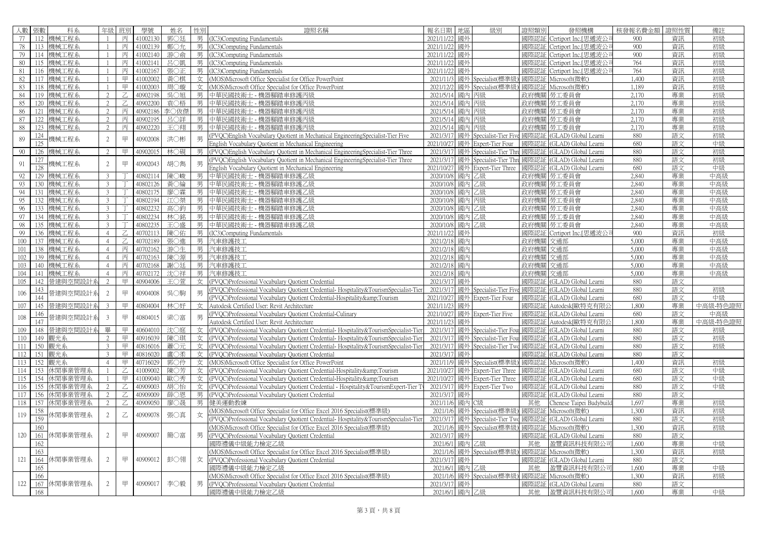| 人數 | 張數 | 科系 | 年級 | 班別 | 學號 | 姓名 | 性別 | 證照名稱 | 報名日期 | 地區 | 級別 | 證照類別 | 發照機構 | 核發報名費金額 | 證照性質 | 備註 |
|---|---|---|---|---|---|---|---|---|---|---|---|---|---|---|---|---|
| 77 | 112 | 機械工程系 | 1 | 丙 | 41002130 | 郭○廷 | 男 | (IC3)Computing Fundamentals | 2021/11/22 | 國外 | | 國際認証 | Certiport Inc.[思遞波公司 | 900 | 資訊 | 初級 |
| 78 | 113 | 機械工程系 | 1 | 丙 | 41002139 | 鄭○允 | 男 | (IC3)Computing Fundamentals | 2021/11/22 | 國外 | | 國際認証 | Certiport Inc.[思遞波公司 | 900 | 資訊 | 初級 |
| 79 | 114 | 機械工程系 | 1 | 丙 | 41002140 | 游○侖 | 男 | (IC3)Computing Fundamentals | 2021/11/22 | 國外 | | 國際認証 | Certiport Inc.[思遞波公司 | 900 | 資訊 | 初級 |
| 80 | 115 | 機械工程系 | 1 | 丙 | 41002141 | 呂○凱 | 男 | (IC3)Computing Fundamentals | 2021/11/22 | 國外 | | 國際認証 | Certiport Inc.[思遞波公司 | 764 | 資訊 | 初級 |
| 81 | 116 | 機械工程系 | 1 | 丙 | 41002167 | 張○正 | 男 | (IC3)Computing Fundamentals | 2021/11/22 | 國外 | | 國際認証 | Certiport Inc.[思遞波公司 | 764 | 資訊 | 初級 |
| 82 | 117 | 機械工程系 | 1 | 甲 | 41002002 | 黃○棋 | 女 | (MOS)Microsoft Office Specialist for Office PowerPoint | 2021/11/3 | 國外 | Specialist(標準級) | 國際認証 | Microsoft(微軟) | 1,400 | 資訊 | 初級 |
| 83 | 118 | 機械工程系 | 1 | 甲 | 41002003 | 周○璇 | 女 | (MOS)Microsoft Office Specialist for Office PowerPoint | 2021/12/2 | 國外 | Specialist(標準級) | 國際認証 | Microsoft(微軟) | 1,189 | 資訊 | 初級 |
| 84 | 119 | 機械工程系 | 2 | 乙 | 40902198 | 吳○旭 | 男 | 中華民國技術士 - 機器腳踏車修護丙級 | 2021/5/14 | 國內 | 丙級 | 政府機關 | 勞工委員會 | 2,170 | 專業 | 初級 |
| 85 | 120 | 機械工程系 | 2 | 乙 | 40902200 | 袁○梧 | 男 | 中華民國技術士 - 機器腳踏車修護丙級 | 2021/5/14 | 國內 | 丙級 | 政府機關 | 勞工委員會 | 2,170 | 專業 | 初級 |
| 86 | 121 | 機械工程系 | 2 | 丙 | 40902186 | 李○佽傑 | 男 | 中華民國技術士 - 機器腳踏車修護丙級 | 2021/5/14 | 國內 | 丙級 | 政府機關 | 勞工委員會 | 2,170 | 專業 | 初級 |
| 87 | 122 | 機械工程系 | 2 | 丙 | 40902195 | 呂○詳 | 男 | 中華民國技術士 - 機器腳踏車修護丙級 | 2021/5/14 | 國內 | 丙級 | 政府機關 | 勞工委員會 | 2,170 | 專業 | 初級 |
| 88 | 123 | 機械工程系 | 2 | 丙 | 40902220 | 王○翔 | 男 | 中華民國技術士 - 機器腳踏車修護丙級 | 2021/5/14 | 國內 | 丙級 | 政府機關 | 勞工委員會 | 2,170 | 專業 | 初級 |
| 89 | 124 | 機械工程系 | 2 | 甲 | 40902008 | 洪○彬 | 男 | (PVQC)English Vocabulary Quotient in Mechanical EngineeringSpecialist-Tier Five | 2021/3/17 | 國外 | Specialist-Tier Five | 國際認証 | (GLAD) Global Learni | 880 | 語文 | 初級 |
| | 125 | | | | | | | English Vocabulary Quotient in Mechanical Engineering | 2021/10/27 | 國外 | Expert-Tier Four | 國際認証 | (GLAD) Global Learni | 680 | 語文 | 中級 |
| 90 | 126 | 機械工程系 | 2 | 甲 | 40902015 | 林○硯 | 男 | (PVQC)English Vocabulary Quotient in Mechanical EngineeringSpecialist-Tier Three | 2021/3/17 | 國外 | Specialist-Tier Three | 國際認証 | (GLAD) Global Learni | 880 | 語文 | 初級 |
| 91 | 127 | 機械工程系 | 2 | 甲 | 40902043 | 胡○雋 | 男 | (PVQC)English Vocabulary Quotient in Mechanical EngineeringSpecialist-Tier Three | 2021/3/17 | 國外 | Specialist-Tier Three | 國際認証 | (GLAD) Global Learni | 880 | 語文 | 初級 |
| | 128 | | | | | | | English Vocabulary Quotient in Mechanical Engineering | 2021/10/27 | 國外 | Expert-Tier Three | 國際認証 | (GLAD) Global Learni | 680 | 語文 | 中級 |
| 92 | 129 | 機械工程系 | 3 | 丁 | 40802114 | 陳○峻 | 男 | 中華民國技術士 - 機器腳踏車修護乙級 | 2020/10/8 | 國內 | 乙級 | 政府機關 | 勞工委員會 | 2,840 | 專業 | 中高級 |
| 93 | 130 | 機械工程系 | 3 | 丁 | 40802126 | 黃○綸 | 男 | 中華民國技術士 - 機器腳踏車修護乙級 | 2020/10/8 | 國內 | 乙級 | 政府機關 | 勞工委員會 | 2,840 | 專業 | 中高級 |
| 94 | 131 | 機械工程系 | 3 | 丁 | 40802175 | 廖○霖 | 男 | 中華民國技術士 - 機器腳踏車修護乙級 | 2020/10/8 | 國內 | 乙級 | 政府機關 | 勞工委員會 | 2,840 | 專業 | 中高級 |
| 95 | 132 | 機械工程系 | 3 | 丁 | 40802194 | 江○桀 | 男 | 中華民國技術士 - 機器腳踏車修護乙級 | 2020/10/8 | 國內 | 丙級 | 政府機關 | 勞工委員會 | 2,840 | 專業 | 中高級 |
| 96 | 133 | 機械工程系 | 3 | 丁 | 40802232 | 高○鈞 | 男 | 中華民國技術士 - 機器腳踏車修護乙級 | 2020/10/8 | 國內 | 乙級 | 政府機關 | 勞工委員會 | 2,840 | 專業 | 中高級 |
| 97 | 134 | 機械工程系 | 3 | 丁 | 40802234 | 林○銘 | 男 | 中華民國技術士 - 機器腳踏車修護乙級 | 2020/10/8 | 國內 | 乙級 | 政府機關 | 勞工委員會 | 2,840 | 專業 | 中高級 |
| 98 | 135 | 機械工程系 | 3 | 丁 | 40802235 | 王○盛 | 男 | 中華民國技術士 - 機器腳踏車修護乙級 | 2020/10/8 | 國內 | 乙級 | 政府機關 | 勞工委員會 | 2,840 | 專業 | 中高級 |
| 99 | 136 | 機械工程系 | 4 | 乙 | 40702113 | 陳○佑 | 男 | (IC3)Computing Fundamentals | 2021/11/22 | 國外 | | 國際認証 | Certiport Inc.[思遞波公司 | 900 | 資訊 | 初級 |
| 100 | 137 | 機械工程系 | 4 | 乙 | 40702189 | 張○進 | 男 | 汽車修護技工 | 2021/2/18 | 國內 | | 政府機關 | 交通部 | 5,000 | 專業 | 中高級 |
| 101 | 138 | 機械工程系 | 4 | 丙 | 40702162 | 游○生 | 男 | 汽車修護技工 | 2021/2/18 | 國內 | | 政府機關 | 交通部 | 5,000 | 專業 | 中高級 |
| 102 | 139 | 機械工程系 | 4 | 丙 | 40702163 | 陳○源 | 男 | 汽車修護技工 | 2021/2/18 | 國內 | | 政府機關 | 交通部 | 5,000 | 專業 | 中高級 |
| 103 | 140 | 機械工程系 | 4 | 丙 | 40702168 | 謝○廷 | 男 | 汽車修護技工 | 2021/2/18 | 國內 | | 政府機關 | 交通部 | 5,000 | 專業 | 中高級 |
| 104 | 141 | 機械工程系 | 4 | 丙 | 40702172 | 沈○祥 | 男 | 汽車修護技工 | 2021/2/18 | 國內 | | 政府機關 | 交通部 | 5,000 | 專業 | 中高級 |
| 105 | 142 | 營建與空間設計系 | 2 | 甲 | 40904006 | 王○萱 | 女 | (PVQC)Professional Vocabulary Quotient Credential | 2021/3/17 | 國外 | | 國際認証 | (GLAD) Global Learni | 880 | 語文 | |
| 106 | 143 | 營建與空間設計系 | 2 | 甲 | 40904008 | 吳○駒 | 男 | (PVQC)Professional Vocabulary Quotient Credential- Hospitality&TourismSpecialist-Tier | 2021/3/17 | 國外 | Specialist-Tier Five | 國際認証 | (GLAD) Global Learni | 880 | 語文 | 初級 |
| | 144 | | | | | | | (PVQC)Professional Vocabulary Quotient Credential-Hospitality&amp;Tourism | 2021/10/27 | 國外 | Expert-Tier Four | 國際認証 | (GLAD) Global Learni | 680 | 語文 | 中級 |
| 107 | 145 | 營建與空間設計系 | 3 | 甲 | 40804004 | 林○妤 | 女 | Autodesk Certified User: Revit Architecture | 2021/11/23 | 國外 | | 國際認証 | Autodesk[歐特克有限公 | 1,800 | 專業 | 中高級-特色證照 |
| 108 | 146 | 營建與空間設計系 | 3 | 甲 | 40804015 | 梁○富 | 男 | (PVQC)Professional Vocabulary Quotient Credential-Culinary | 2021/10/27 | 國外 | Expert-Tier Five | 國際認証 | (GLAD) Global Learni | 680 | 語文 | 中級 |
| | 147 | | | | | | | Autodesk Certified User: Revit Architecture | 2021/11/23 | 國外 | | 國際認証 | Autodesk[歐特克有限公 | 1,800 | 專業 | 中高級-特色證照 |
| 109 | 148 | 營建與空間設計系 | 畢 | 甲 | 40604010 | 沈○庭 | 女 | (PVQC)Professional Vocabulary Quotient Credential- Hospitality&TourismSpecialist-Tier | 2021/3/17 | 國外 | Specialist-Tier Four | 國際認証 | (GLAD) Global Learni | 880 | 語文 | 初級 |
| 110 | 149 | 觀光系 | 2 | 甲 | 40916039 | 陳○琪 | 女 | (PVQC)Professional Vocabulary Quotient Credential- Hospitality&TourismSpecialist-Tier | 2021/3/17 | 國外 | Specialist-Tier Four | 國際認証 | (GLAD) Global Learni | 880 | 語文 | 初級 |
| 111 | 150 | 觀光系 | 3 | 甲 | 40816016 | 蕭○元 | 女 | (PVQC)Professional Vocabulary Quotient Credential- Hospitality&TourismSpecialist-Tier | 2021/3/17 | 國外 | Specialist-Tier Two | 國際認証 | (GLAD) Global Learni | 880 | 語文 | 初級 |
| 112 | 151 | 觀光系 | 3 | 甲 | 40816020 | 盧○柔 | 女 | (PVQC)Professional Vocabulary Quotient Credential | 2021/3/17 | 國外 | | 國際認証 | (GLAD) Global Learni | 880 | 語文 | |
| 113 | 152 | 觀光系 | 4 | 甲 | 40716029 | 郭○伶 | 女 | (MOS)Microsoft Office Specialist for Office PowerPoint | 2021/11/9 | 國外 | Specialist(標準級) | 國際認証 | Microsoft(微軟) | 1,400 | 資訊 | 初級 |
| 114 | 153 | 休閒事業管理系 | 1 | 乙 | 41009002 | 陳○芳 | 女 | (PVQC)Professional Vocabulary Quotient Credential-Hospitality&amp;Tourism | 2021/10/27 | 國外 | Expert-Tier Three | 國際認証 | (GLAD) Global Learni | 680 | 語文 | 中級 |
| 115 | 154 | 休閒事業管理系 | 1 | 甲 | 41009040 | 歐○秀 | 女 | (PVQC)Professional Vocabulary Quotient Credential-Hospitality&amp;Tourism | 2021/10/27 | 國外 | Expert-Tier Three | 國際認証 | (GLAD) Global Learni | 680 | 語文 | 中級 |
| 116 | 155 | 休閒事業管理系 | 2 | 乙 | 40909003 | 胡○怡 | 女 | (PVQC)Professional Vocabulary Quotient Credential - Hospitality&TourismExpert-Tier T | 2021/3/17 | 國外 | Expert-Tier Two | 國際認証 | (GLAD) Global Learni | 880 | 語文 | 中級 |
| 117 | 156 | 休閒事業管理系 | 2 | 乙 | 40909009 | 薛○恩 | 男 | (PVQC)Professional Vocabulary Quotient Credential | 2021/3/17 | 國外 | | 國際認証 | (GLAD) Global Learni | 880 | 語文 | |
| 118 | 157 | 休閒事業管理系 | 2 | 乙 | 40909050 | 廖○晟 | 男 | 健美運動教練 | 2021/11/6 | 國內 | C級 | 其他 | Chenese Taipei Budybuild | 1,697 | 專業 | 初級 |
| 119 | 158 | 休閒事業管理系 | 2 | 乙 | 40909078 | 張○真 | 女 | (MOS)Microsoft Office Specialist for Office Excel 2016 Specialist(標準級) | 2021/1/6 | 國外 | Specialist(標準級) | 國際認証 | Microsoft(微軟) | 1,300 | 資訊 | 初級 |
| | 159 | | | | | | | (PVQC)Professional Vocabulary Quotient Credential- Hospitality&TourismSpecialist-Tier | 2021/3/17 | 國外 | Specialist-Tier Two | 國際認証 | (GLAD) Global Learni | 880 | 語文 | 初級 |
| 120 | 160 | 休閒事業管理系 | 2 | 甲 | 40909007 | 簡○富 | 男 | (MOS)Microsoft Office Specialist for Office Excel 2016 Specialist(標準級) | 2021/1/6 | 國外 | Specialist(標準級) | 國際認証 | Microsoft(微軟) | 1,300 | 資訊 | 初級 |
| | 161 | | | | | | | (PVQC)Professional Vocabulary Quotient Credential | 2021/3/17 | 國外 | | 國際認証 | (GLAD) Global Learni | 880 | 語文 | |
| | 162 | | | | | | | 國際禮儀中級能力檢定乙級 | 2021/6/1 | 國內 | 乙級 | 其他 | 盈豐資訊科技有限公司 | 1,600 | 專業 | 中級 |
| 121 | 163 | 休閒事業管理系 | 2 | 甲 | 40909012 | 彭○翎 | 女 | (MOS)Microsoft Office Specialist for Office Excel 2016 Specialist(標準級) | 2021/1/6 | 國外 | Specialist(標準級) | 國際認証 | Microsoft(微軟) | 1,300 | 資訊 | 初級 |
| | 164 | | | | | | | (PVQC)Professional Vocabulary Quotient Credential | 2021/3/17 | 國外 | | 國際認証 | (GLAD) Global Learni | 880 | 語文 | |
| | 165 | | | | | | | 國際禮儀中級能力檢定乙級 | 2021/6/1 | 國內 | 乙級 | 其他 | 盈豐資訊科技有限公司 | 1,600 | 專業 | 中級 |
| 122 | 166 | 休閒事業管理系 | 2 | 甲 | 40909017 | 李○毅 | 男 | (MOS)Microsoft Office Specialist for Office Excel 2016 Specialist(標準級) | 2021/1/6 | 國外 | Specialist(標準級) | 國際認証 | Microsoft(微軟) | 1,300 | 資訊 | 初級 |
| | 167 | | | | | | | (PVQC)Professional Vocabulary Quotient Credential | 2021/3/17 | 國外 | | 國際認証 | (GLAD) Global Learni | 880 | 語文 | |
| | 168 | | | | | | | 國際禮儀中級能力檢定乙級 | 2021/6/1 | 國內 | 乙級 | 其他 | 盈豐資訊科技有限公司 | 1,600 | 專業 | 中級 |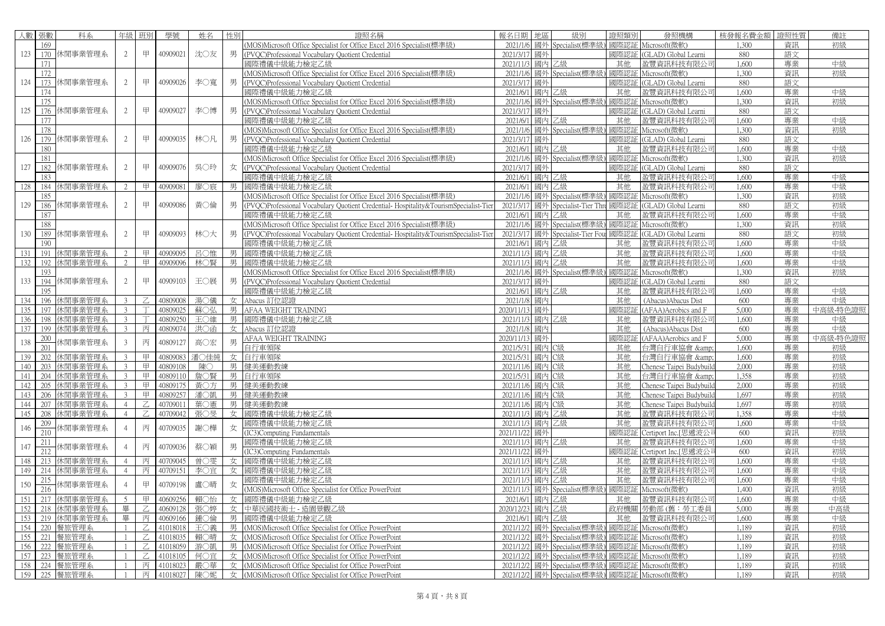| 人數 | 張數 | 科系 | 年級 | 班別 | 學號 | 姓名 | 性別 | 證照名稱 | 報名日期 | 地區 | 級別 | 證照類別 | 發照機構 | 核發報名費金額 | 證照性質 | 備註 |
|---|---|---|---|---|---|---|---|---|---|---|---|---|---|---|---|---|
| | 169 | | | | | | | (MOS)Microsoft Office Specialist for Office Excel 2016 Specialist(標準級) | 2021/1/6 | 國外 | Specialist(標準級) | 國際認証 | Microsoft(微軟) | 1,300 | 資訊 | 初级 |
| 123 | 170 | 休閒事業管理系 | 2 | 甲 | 40909021 | 沈○友 | 男 | (PVQC)Professional Vocabulary Quotient Credential | 2021/3/17 | 國外 | | 國際認証 | (GLAD) Global Learni | 880 | 語文 | |
| | 171 | | | | | | | 國際禮儀中級能力檢定乙級 | 2021/11/3 | 國內 | 乙級 | 其他 | 盈豐資訊科技有限公司 | 1,600 | 專業 | 中級 |
| | 172 | | | | | | | (MOS)Microsoft Office Specialist for Office Excel 2016 Specialist(標準級) | 2021/1/6 | 國外 | Specialist(標準級) | 國際認証 | Microsoft(微軟) | 1,300 | 資訊 | 初级 |
| 124 | 173 | 休閒事業管理系 | 2 | 甲 | 40909026 | 李○寬 | 男 | (PVQC)Professional Vocabulary Quotient Credential | 2021/3/17 | 國外 | | 國際認証 | (GLAD) Global Learni | 880 | 語文 | |
| | 174 | | | | | | | 國際禮儀中級能力檢定乙級 | 2021/6/1 | 國內 | 乙級 | 其他 | 盈豐資訊科技有限公司 | 1,600 | 專業 | 中級 |
| | 175 | | | | | | | (MOS)Microsoft Office Specialist for Office Excel 2016 Specialist(標準級) | 2021/1/6 | 國外 | Specialist(標準級) | 國際認証 | Microsoft(微軟) | 1,300 | 資訊 | 初级 |
| 125 | 176 | 休閒事業管理系 | 2 | 甲 | 40909027 | 李○博 | 男 | (PVQC)Professional Vocabulary Quotient Credential | 2021/3/17 | 國外 | | 國際認証 | (GLAD) Global Learni | 880 | 語文 | |
| | 177 | | | | | | | 國際禮儀中級能力檢定乙級 | 2021/6/1 | 國內 | 乙級 | 其他 | 盈豐資訊科技有限公司 | 1,600 | 專業 | 中級 |
| | 178 | | | | | | | (MOS)Microsoft Office Specialist for Office Excel 2016 Specialist(標準級) | 2021/1/6 | 國外 | Specialist(標準級) | 國際認証 | Microsoft(微軟) | 1,300 | 資訊 | 初级 |
| 126 | 179 | 休閒事業管理系 | 2 | 甲 | 40909035 | 林○凡 | 男 | (PVQC)Professional Vocabulary Quotient Credential | 2021/3/17 | 國外 | | 國際認証 | (GLAD) Global Learni | 880 | 語文 | |
| | 180 | | | | | | | 國際禮儀中級能力檢定乙級 | 2021/6/1 | 國內 | 乙級 | 其他 | 盈豐資訊科技有限公司 | 1,600 | 專業 | 中級 |
| | 181 | | | | | | | (MOS)Microsoft Office Specialist for Office Excel 2016 Specialist(標準級) | 2021/1/6 | 國外 | Specialist(標準級) | 國際認証 | Microsoft(微軟) | 1,300 | 資訊 | 初级 |
| 127 | 182 | 休閒事業管理系 | 2 | 甲 | 40909076 | 吳○玲 | 女 | (PVQC)Professional Vocabulary Quotient Credential | 2021/3/17 | 國外 | | 國際認証 | (GLAD) Global Learni | 880 | 語文 | |
| | 183 | | | | | | | 國際禮儀中級能力檢定乙級 | 2021/6/1 | 國內 | 乙級 | 其他 | 盈豐資訊科技有限公司 | 1,600 | 專業 | 中級 |
| 128 | 184 | 休閒事業管理系 | 2 | 甲 | 40909081 | 廖○宸 | 男 | 國際禮儀中級能力檢定乙級 | 2021/6/1 | 國內 | 乙級 | 其他 | 盈豐資訊科技有限公司 | 1,600 | 專業 | 中級 |
| | 185 | | | | | | | (MOS)Microsoft Office Specialist for Office Excel 2016 Specialist(標準級) | 2021/1/6 | 國外 | Specialist(標準級) | 國際認証 | Microsoft(微軟) | 1,300 | 資訊 | 初级 |
| 129 | 186 | 休閒事業管理系 | 2 | 甲 | 40909086 | 黃○倫 | 男 | (PVQC)Professional Vocabulary Quotient Credential- Hospitality&TourismSpecialist-Tier | 2021/3/17 | 國外 | Specialist-Tier Thre | 國際認証 | (GLAD) Global Learni | 880 | 語文 | 初级 |
| | 187 | | | | | | | 國際禮儀中級能力檢定乙級 | 2021/6/1 | 國內 | 乙級 | 其他 | 盈豐資訊科技有限公司 | 1,600 | 專業 | 中級 |
| | 188 | | | | | | | (MOS)Microsoft Office Specialist for Office Excel 2016 Specialist(標準級) | 2021/1/6 | 國外 | Specialist(標準級) | 國際認証 | Microsoft(微軟) | 1,300 | 資訊 | 初级 |
| 130 | 189 | 休閒事業管理系 | 2 | 甲 | 40909093 | 林○大 | 男 | (PVQC)Professional Vocabulary Quotient Credential- Hospitality&TourismSpecialist-Tier | 2021/3/17 | 國外 | Specialist-Tier Fou | 國際認証 | (GLAD) Global Learni | 880 | 語文 | 初级 |
| | 190 | | | | | | | 國際禮儀中級能力檢定乙級 | 2021/6/1 | 國內 | 乙級 | 其他 | 盈豐資訊科技有限公司 | 1,600 | 專業 | 中級 |
| 131 | 191 | 休閒事業管理系 | 2 | 甲 | 40909095 | 呂○惟 | 男 | 國際禮儀中級能力檢定乙級 | 2021/11/3 | 國內 | 乙級 | 其他 | 盈豐資訊科技有限公司 | 1,600 | 專業 | 中級 |
| 132 | 192 | 休閒事業管理系 | 2 | 甲 | 40909096 | 林○賢 | 男 | 國際禮儀中級能力檢定乙級 | 2021/11/3 | 國內 | 乙級 | 其他 | 盈豐資訊科技有限公司 | 1,600 | 專業 | 中級 |
| | 193 | | | | | | | (MOS)Microsoft Office Specialist for Office Excel 2016 Specialist(標準級) | 2021/1/6 | 國外 | Specialist(標準級) | 國際認証 | Microsoft(微軟) | 1,300 | 資訊 | 初级 |
| 133 | 194 | 休閒事業管理系 | 2 | 甲 | 40909103 | 王○展 | 男 | (PVQC)Professional Vocabulary Quotient Credential | 2021/3/17 | 國外 | | 國際認証 | (GLAD) Global Learni | 880 | 語文 | |
| | 195 | | | | | | | 國際禮儀中級能力檢定乙級 | 2021/6/1 | 國內 | 乙級 | 其他 | 盈豐資訊科技有限公司 | 1,600 | 專業 | 中級 |
| 134 | 196 | 休閒事業管理系 | 3 | 乙 | 40809008 | 湯○儀 | 女 | Abacus 訂位認證 | 2021/1/8 | 國內 | | 其他 | (Abacus)Abacus Dist | 600 | 專業 | 中級 |
| 135 | 197 | 休閒事業管理系 | 3 | 丁 | 40809025 | 蘇○弘 | 男 | AFAA WEIGHT TRAINING | 2020/11/13 | 國外 | | 國際認証 | (AFAA)Aerobics and F | 5,000 | 專業 | 中高級-特色證照 |
| 136 | 198 | 休閒事業管理系 | 3 | 丁 | 40809250 | 王○維 | 男 | 國際禮儀中級能力檢定乙級 | 2021/11/3 | 國內 | 乙級 | 其他 | 盈豐資訊科技有限公司 | 1,600 | 專業 | 中級 |
| 137 | 199 | 休閒事業管理系 | 3 | 丙 | 40809074 | 洪○函 | 女 | Abacus 訂位認證 | 2021/1/8 | 國內 | | 其他 | (Abacus)Abacus Dist | 600 | 專業 | 中級 |
| 138 | 200 | 休閒事業管理系 | 3 | 丙 | 40809127 | 高○宏 | 男 | AFAA WEIGHT TRAINING | 2020/11/13 | 國外 | | 國際認証 | (AFAA)Aerobics and F | 5,000 | 專業 | 中高級-特色證照 |
| | 201 | | | | | | | 自行車領隊 | 2021/5/31 | 國內 | C級 | 其他 | 台灣自行車協會 &amp; | 1,600 | 專業 | 初级 |
| 139 | 202 | 休閒事業管理系 | 3 | 甲 | 40809083 | 潘○佳純 | 女 | 自行車領隊 | 2021/5/31 | 國內 | C級 | 其他 | 台灣自行車協會 &amp; | 1,600 | 專業 | 初级 |
| 140 | 203 | 休閒事業管理系 | 3 | 甲 | 40809108 | 陳○ | 男 | 健美運動教練 | 2021/11/6 | 國內 | C級 | 其他 | Chenese Taipei Budybuild | 2,000 | 專業 | 初级 |
| 141 | 204 | 休閒事業管理系 | 3 | 甲 | 40809110 | 詹○賢 | 男 | 自行車領隊 | 2021/5/31 | 國內 | C級 | 其他 | 台灣自行車協會 &amp; | 1,358 | 專業 | 初级 |
| 142 | 205 | 休閒事業管理系 | 3 | 甲 | 40809175 | 黃○方 | 男 | 健美運動教練 | 2021/11/6 | 國內 | C級 | 其他 | Chenese Taipei Budybuild | 2,000 | 專業 | 初级 |
| 143 | 206 | 休閒事業管理系 | 3 | 甲 | 40809257 | 潘○凱 | 男 | 健美運動教練 | 2021/11/6 | 國內 | C級 | 其他 | Chenese Taipei Budybuild | 1,697 | 專業 | 初级 |
| 144 | 207 | 休閒事業管理系 | 4 | 乙 | 40709011 | 葉○憲 | 男 | 健美運動教練 | 2021/11/6 | 國內 | C級 | 其他 | Chenese Taipei Budybuild | 1,697 | 專業 | 初级 |
| 145 | 208 | 休閒事業管理系 | 4 | 乙 | 40709042 | 張○旻 | 女 | 國際禮儀中級能力檢定乙級 | 2021/11/3 | 國內 | 乙級 | 其他 | 盈豐資訊科技有限公司 | 1,358 | 專業 | 中級 |
| 146 | 209 | 休閒事業管理系 | 4 | 丙 | 40709035 | 謝○樺 | 女 | 國際禮儀中級能力檢定乙級 | 2021/11/3 | 國內 | 乙級 | 其他 | 盈豐資訊科技有限公司 | 1,600 | 專業 | 中級 |
| | 210 | | | | | | | (IC3)Computing Fundamentals | 2021/11/22 | 國外 | | 國際認証 | Certiport Inc.[思遞波公司 | 600 | 資訊 | 初级 |
| 147 | 211 | 休閒事業管理系 | 4 | 丙 | 40709036 | 蔡○穎 | 男 | 國際禮儀中級能力檢定乙級 | 2021/11/3 | 國內 | 乙級 | 其他 | 盈豐資訊科技有限公司 | 1,600 | 專業 | 中級 |
| | 212 | | | | | | | (IC3)Computing Fundamentals | 2021/11/22 | 國外 | | 國際認証 | Certiport Inc.[思遞波公司 | 600 | 資訊 | 初级 |
| 148 | 213 | 休閒事業管理系 | 4 | 丙 | 40709045 | 曾○雯 | 女 | 國際禮儀中級能力檢定乙級 | 2021/11/3 | 國內 | 乙級 | 其他 | 盈豐資訊科技有限公司 | 1,600 | 專業 | 中級 |
| 149 | 214 | 休閒事業管理系 | 4 | 丙 | 40709151 | 李○宜 | 女 | 國際禮儀中級能力檢定乙級 | 2021/11/3 | 國內 | 乙級 | 其他 | 盈豐資訊科技有限公司 | 1,600 | 專業 | 中級 |
| 150 | 215 | 休閒事業管理系 | 4 | 甲 | 40709198 | 盧○晴 | 女 | 國際禮儀中級能力檢定乙級 | 2021/11/3 | 國內 | 乙級 | 其他 | 盈豐資訊科技有限公司 | 1,600 | 專業 | 中級 |
| | 216 | | | | | | | (MOS)Microsoft Office Specialist for Office PowerPoint | 2021/11/3 | 國外 | Specialist(標準級) | 國際認証 | Microsoft(微軟) | 1,400 | 資訊 | 初级 |
| 151 | 217 | 休閒事業管理系 | 5 | 甲 | 40609256 | 賴○怡 | 女 | 國際禮儀中級能力檢定乙級 | 2021/6/1 | 國內 | 乙級 | 其他 | 盈豐資訊科技有限公司 | 1,600 | 專業 | 中級 |
| 152 | 218 | 休閒事業管理系 | 畢 | 乙 | 40609128 | 張○婷 | 女 | 中華民國技術士 - 造園景觀乙級 | 2020/12/23 | 國內 | 乙級 | 政府機關 | 勞動部 (舊：勞工委員 | 5,000 | 專業 | 中高級 |
| 153 | 219 | 休閒事業管理系 | 畢 | 丙 | 40609166 | 鍾○倫 | 男 | 國際禮儀中級能力檢定乙級 | 2021/6/1 | 國內 | 乙級 | 其他 | 盈豐資訊科技有限公司 | 1,600 | 專業 | 中級 |
| 154 | 220 | 餐旅管理系 | 1 | 乙 | 41018018 | 王○義 | 男 | (MOS)Microsoft Office Specialist for Office PowerPoint | 2021/12/2 | 國外 | Specialist(標準級) | 國際認証 | Microsoft(微軟) | 1,189 | 資訊 | 初级 |
| 155 | 221 | 餐旅管理系 | 1 | 乙 | 41018035 | 賴○晴 | 女 | (MOS)Microsoft Office Specialist for Office PowerPoint | 2021/12/2 | 國外 | Specialist(標準級) | 國際認証 | Microsoft(微軟) | 1,189 | 資訊 | 初级 |
| 156 | 222 | 餐旅管理系 | 1 | 乙 | 41018059 | 游○凱 | 男 | (MOS)Microsoft Office Specialist for Office PowerPoint | 2021/12/2 | 國外 | Specialist(標準級) | 國際認証 | Microsoft(微軟) | 1,189 | 資訊 | 初级 |
| 157 | 223 | 餐旅管理系 | 1 | 乙 | 41018105 | 何○宜 | 女 | (MOS)Microsoft Office Specialist for Office PowerPoint | 2021/12/2 | 國外 | Specialist(標準級) | 國際認証 | Microsoft(微軟) | 1,189 | 資訊 | 初级 |
| 158 | 224 | 餐旅管理系 | 1 | 丙 | 41018023 | 嚴○華 | 女 | (MOS)Microsoft Office Specialist for Office PowerPoint | 2021/12/2 | 國外 | Specialist(標準級) | 國際認証 | Microsoft(微軟) | 1,189 | 資訊 | 初级 |
| 159 | 225 | 餐旅管理系 | 1 | 丙 | 41018027 | 陳○妮 | 女 | (MOS)Microsoft Office Specialist for Office PowerPoint | 2021/12/2 | 國外 | Specialist(標準級) | 國際認証 | Microsoft(微軟) | 1,189 | 資訊 | 初级 |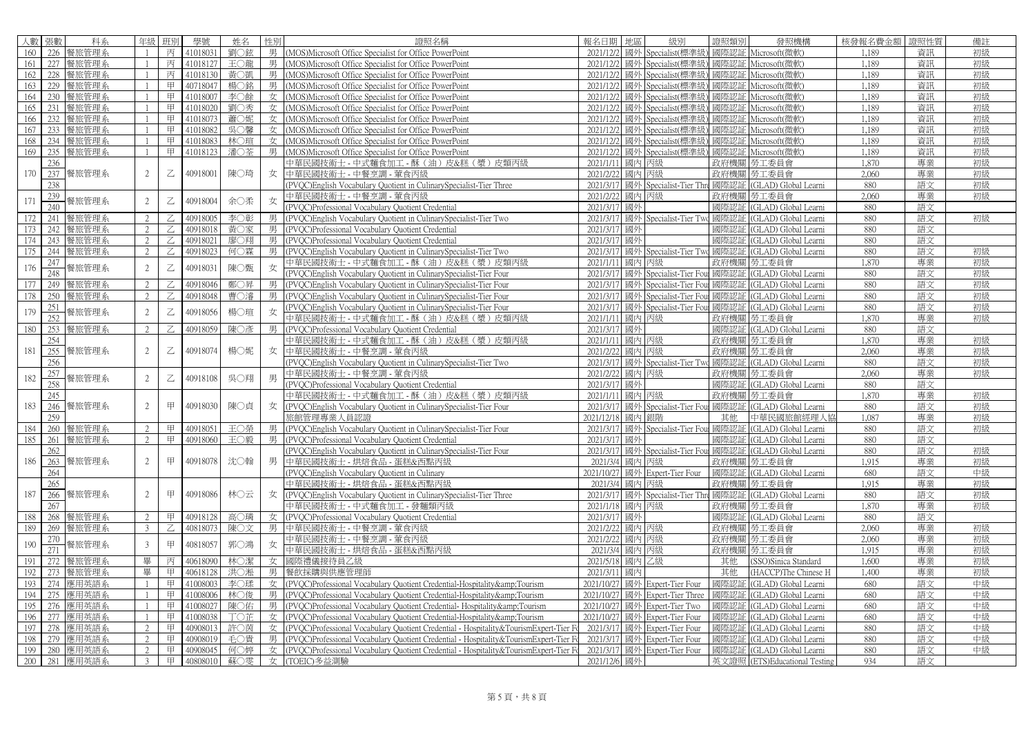| 人數 | 張數 | 科系 | 年級 | 班別 | 學號 | 姓名 | 性別 | 證照名稱 | 報名日期 | 地區 | 級別 | 證照類別 | 發照機構 | 核發報名費金額 | 證照性質 | 備註 |
|---|---|---|---|---|---|---|---|---|---|---|---|---|---|---|---|---|
| 160 | 226 | 餐旅管理系 | 1 | 丙 | 41018031 | 劉○鉉 | 男 | (MOS)Microsoft Office Specialist for Office PowerPoint | 2021/12/2 | 國外 | Specialist(標準級) | 國際認証 | Microsoft(微軟) | 1,189 | 資訊 | 初級 |
| 161 | 227 | 餐旅管理系 | 1 | 丙 | 41018127 | 王○龍 | 男 | (MOS)Microsoft Office Specialist for Office PowerPoint | 2021/12/2 | 國外 | Specialist(標準級) | 國際認証 | Microsoft(微軟) | 1,189 | 資訊 | 初級 |
| 162 | 228 | 餐旅管理系 | 1 | 丙 | 41018130 | 黃○凱 | 男 | (MOS)Microsoft Office Specialist for Office PowerPoint | 2021/12/2 | 國外 | Specialist(標準級) | 國際認証 | Microsoft(微軟) | 1,189 | 資訊 | 初級 |
| 163 | 229 | 餐旅管理系 | 1 | 甲 | 40718047 | 楊○銘 | 男 | (MOS)Microsoft Office Specialist for Office PowerPoint | 2021/12/2 | 國外 | Specialist(標準級) | 國際認証 | Microsoft(微軟) | 1,189 | 資訊 | 初級 |
| 164 | 230 | 餐旅管理系 | 1 | 甲 | 41018007 | 李○餘 | 女 | (MOS)Microsoft Office Specialist for Office PowerPoint | 2021/12/2 | 國外 | Specialist(標準級) | 國際認証 | Microsoft(微軟) | 1,189 | 資訊 | 初級 |
| 165 | 231 | 餐旅管理系 | 1 | 甲 | 41018020 | 劉○秀 | 女 | (MOS)Microsoft Office Specialist for Office PowerPoint | 2021/12/2 | 國外 | Specialist(標準級) | 國際認証 | Microsoft(微軟) | 1,189 | 資訊 | 初級 |
| 166 | 232 | 餐旅管理系 | 1 | 甲 | 41018073 | 蕭○妮 | 女 | (MOS)Microsoft Office Specialist for Office PowerPoint | 2021/12/2 | 國外 | Specialist(標準級) | 國際認証 | Microsoft(微軟) | 1,189 | 資訊 | 初級 |
| 167 | 233 | 餐旅管理系 | 1 | 甲 | 41018082 | 吳○馨 | 女 | (MOS)Microsoft Office Specialist for Office PowerPoint | 2021/12/2 | 國外 | Specialist(標準級) | 國際認証 | Microsoft(微軟) | 1,189 | 資訊 | 初級 |
| 168 | 234 | 餐旅管理系 | 1 | 甲 | 41018083 | 林○瑄 | 女 | (MOS)Microsoft Office Specialist for Office PowerPoint | 2021/12/2 | 國外 | Specialist(標準級) | 國際認証 | Microsoft(微軟) | 1,189 | 資訊 | 初級 |
| 169 | 235 | 餐旅管理系 | 1 | 甲 | 41018123 | 潘○荃 | 男 | (MOS)Microsoft Office Specialist for Office PowerPoint | 2021/12/2 | 國外 | Specialist(標準級) | 國際認証 | Microsoft(微軟) | 1,189 | 資訊 | 初級 |
| 170 | 236 | 餐旅管理系 | 2 | 乙 | 40918001 | 陳○琦 | 女 | 中華民國技術士 - 中式麵食加工 - 酥（油）皮&糕（漿）皮類丙級 | 2021/1/11 | 國內 | 丙級 | 政府機關 | 勞工委員會 | 1,870 | 專業 | 初級 |
| | 237 | | | | | | | 中華民國技術士 - 中餐烹調 - 葷食丙級 | 2021/2/22 | 國內 | 丙級 | 政府機關 | 勞工委員會 | 2,060 | 專業 | 初級 |
| | 238 | | | | | | | (PVQC)English Vocabulary Quotient in CulinarySpecialist-Tier Three | 2021/3/17 | 國外 | Specialist-Tier Thre | 國際認証 | (GLAD) Global Learni | 880 | 語文 | 初級 |
| 171 | 239 | 餐旅管理系 | 2 | 乙 | 40918004 | 余○柔 | 女 | 中華民國技術士 - 中餐烹調 - 葷食丙級 | 2021/2/22 | 國內 | 丙級 | 政府機關 | 勞工委員會 | 2,060 | 專業 | 初級 |
| | 240 | | | | | | | (PVQC)Professional Vocabulary Quotient Credential | 2021/3/17 | 國外 | | 國際認証 | (GLAD) Global Learni | 880 | 語文 | |
| 172 | 241 | 餐旅管理系 | 2 | 乙 | 40918005 | 李○彰 | 男 | (PVQC)English Vocabulary Quotient in CulinarySpecialist-Tier Two | 2021/3/17 | 國外 | Specialist-Tier Two | 國際認証 | (GLAD) Global Learni | 880 | 語文 | 初級 |
| 173 | 242 | 餐旅管理系 | 2 | 乙 | 40918018 | 黃○家 | 男 | (PVQC)Professional Vocabulary Quotient Credential | 2021/3/17 | 國外 | | 國際認証 | (GLAD) Global Learni | 880 | 語文 | |
| 174 | 243 | 餐旅管理系 | 2 | 乙 | 40918021 | 廖○翔 | 男 | (PVQC)Professional Vocabulary Quotient Credential | 2021/3/17 | 國外 | | 國際認証 | (GLAD) Global Learni | 880 | 語文 | |
| 175 | 244 | 餐旅管理系 | 2 | 乙 | 40918023 | 何○霖 | 男 | (PVQC)English Vocabulary Quotient in CulinarySpecialist-Tier Two | 2021/3/17 | 國外 | Specialist-Tier Two | 國際認証 | (GLAD) Global Learni | 880 | 語文 | 初級 |
| 176 | 247 | 餐旅管理系 | 2 | 乙 | 40918031 | 陳○甄 | 女 | 中華民國技術士 - 中式麵食加工 - 酥（油）皮&糕（漿）皮類丙級 | 2021/1/11 | 國內 | 丙級 | 政府機關 | 勞工委員會 | 1,870 | 專業 | 初級 |
| | 248 | | | | | | | (PVQC)English Vocabulary Quotient in CulinarySpecialist-Tier Four | 2021/3/17 | 國外 | Specialist-Tier Four | 國際認証 | (GLAD) Global Learni | 880 | 語文 | 初級 |
| 177 | 249 | 餐旅管理系 | 2 | 乙 | 40918046 | 鄭○昇 | 男 | (PVQC)English Vocabulary Quotient in CulinarySpecialist-Tier Four | 2021/3/17 | 國外 | Specialist-Tier Four | 國際認証 | (GLAD) Global Learni | 880 | 語文 | 初級 |
| 178 | 250 | 餐旅管理系 | 2 | 乙 | 40918048 | 曹○濬 | 男 | (PVQC)English Vocabulary Quotient in CulinarySpecialist-Tier Four | 2021/3/17 | 國外 | Specialist-Tier Four | 國際認証 | (GLAD) Global Learni | 880 | 語文 | 初級 |
| 179 | 251 | 餐旅管理系 | 2 | 乙 | 40918056 | 楊○瑄 | 女 | (PVQC)English Vocabulary Quotient in CulinarySpecialist-Tier Four | 2021/3/17 | 國外 | Specialist-Tier Four | 國際認証 | (GLAD) Global Learni | 880 | 語文 | 初級 |
| | 252 | | | | | | | 中華民國技術士 - 中式麵食加工 - 酥（油）皮&糕（漿）皮類丙級 | 2021/1/11 | 國內 | 丙級 | 政府機關 | 勞工委員會 | 1,870 | 專業 | 初級 |
| 180 | 253 | 餐旅管理系 | 2 | 乙 | 40918059 | 陳○彥 | 男 | (PVQC)Professional Vocabulary Quotient Credential | 2021/3/17 | 國外 | | 國際認証 | (GLAD) Global Learni | 880 | 語文 | |
| 181 | 254 | 餐旅管理系 | 2 | 乙 | 40918074 | 楊○妮 | 女 | 中華民國技術士 - 中式麵食加工 - 酥（油）皮&糕（漿）皮類丙級 | 2021/1/11 | 國內 | 丙級 | 政府機關 | 勞工委員會 | 1,870 | 專業 | 初級 |
| | 255 | | | | | | | 中華民國技術士 - 中餐烹調 - 葷食丙級 | 2021/2/22 | 國內 | 丙級 | 政府機關 | 勞工委員會 | 2,060 | 專業 | 初級 |
| | 256 | | | | | | | (PVQC)English Vocabulary Quotient in CulinarySpecialist-Tier Two | 2021/3/17 | 國外 | Specialist-Tier Two | 國際認証 | (GLAD) Global Learni | 880 | 語文 | 初級 |
| 182 | 257 | 餐旅管理系 | 2 | 乙 | 40918108 | 吳○翔 | 男 | 中華民國技術士 - 中餐烹調 - 葷食丙級 | 2021/2/22 | 國內 | 丙級 | 政府機關 | 勞工委員會 | 2,060 | 專業 | 初級 |
| | 258 | | | | | | | (PVQC)Professional Vocabulary Quotient Credential | 2021/3/17 | 國外 | | 國際認証 | (GLAD) Global Learni | 880 | 語文 | |
| 183 | 245 | 餐旅管理系 | 2 | 甲 | 40918030 | 陳○貞 | 女 | 中華民國技術士 - 中式麵食加工 - 酥（油）皮&糕（漿）皮類丙級 | 2021/1/11 | 國內 | 丙級 | 政府機關 | 勞工委員會 | 1,870 | 專業 | 初級 |
| | 246 | | | | | | | (PVQC)English Vocabulary Quotient in CulinarySpecialist-Tier Four | 2021/3/17 | 國外 | Specialist-Tier Four | 國際認証 | (GLAD) Global Learni | 880 | 語文 | 初級 |
| | 259 | | | | | | | 旅館管理專業人員認證 | 2021/12/18 | 國內 | 銀階 | 其他 | 中華民國旅館經理人協 | 1,087 | 專業 | 初級 |
| 184 | 260 | 餐旅管理系 | 2 | 甲 | 40918051 | 王○榮 | 男 | (PVQC)English Vocabulary Quotient in CulinarySpecialist-Tier Four | 2021/3/17 | 國外 | Specialist-Tier Four | 國際認証 | (GLAD) Global Learni | 880 | 語文 | 初級 |
| 185 | 261 | 餐旅管理系 | 2 | 甲 | 40918060 | 王○毅 | 男 | (PVQC)Professional Vocabulary Quotient Credential | 2021/3/17 | 國外 | | 國際認証 | (GLAD) Global Learni | 880 | 語文 | |
| 186 | 262 | 餐旅管理系 | 2 | 甲 | 40918078 | 沈○翰 | 男 | (PVQC)English Vocabulary Quotient in CulinarySpecialist-Tier Four | 2021/3/17 | 國外 | Specialist-Tier Four | 國際認証 | (GLAD) Global Learni | 880 | 語文 | 初級 |
| | 263 | | | | | | | 中華民國技術士 - 烘焙食品 - 蛋糕&西點丙級 | 2021/3/4 | 國內 | 丙級 | 政府機關 | 勞工委員會 | 1,915 | 專業 | 初級 |
| | 264 | | | | | | | (PVQC)English Vocabulary Quotient in Culinary | 2021/10/27 | 國外 | Expert-Tier Four | 國際認証 | (GLAD) Global Learni | 680 | 語文 | 中級 |
| 187 | 265 | 餐旅管理系 | 2 | 甲 | 40918086 | 林○云 | 女 | 中華民國技術士 - 烘焙食品 - 蛋糕&西點丙級 | 2021/3/4 | 國內 | 丙級 | 政府機關 | 勞工委員會 | 1,915 | 專業 | 初級 |
| | 266 | | | | | | | (PVQC)English Vocabulary Quotient in CulinarySpecialist-Tier Three | 2021/3/17 | 國外 | Specialist-Tier Thre | 國際認証 | (GLAD) Global Learni | 880 | 語文 | 初級 |
| | 267 | | | | | | | 中華民國技術士 - 中式麵食加工 - 發麵類丙級 | 2021/1/18 | 國內 | 丙級 | 政府機關 | 勞工委員會 | 1,870 | 專業 | 初級 |
| 188 | 268 | 餐旅管理系 | 2 | 甲 | 40918128 | 高○璘 | 女 | (PVQC)Professional Vocabulary Quotient Credential | 2021/3/17 | 國外 | | 國際認証 | (GLAD) Global Learni | 880 | 語文 | |
| 189 | 269 | 餐旅管理系 | 3 | 乙 | 40818073 | 陳○文 | 男 | 中華民國技術士 - 中餐烹調 - 葷食丙級 | 2021/2/22 | 國內 | 丙級 | 政府機關 | 勞工委員會 | 2,060 | 專業 | 初級 |
| 190 | 270 | 餐旅管理系 | 3 | 甲 | 40818057 | 郭○鴻 | 女 | 中華民國技術士 - 中餐烹調 - 葷食丙級 | 2021/2/22 | 國內 | 丙級 | 政府機關 | 勞工委員會 | 2,060 | 專業 | 初級 |
| | 271 | | | | | | | 中華民國技術士 - 烘焙食品 - 蛋糕&西點丙級 | 2021/3/4 | 國內 | 丙級 | 政府機關 | 勞工委員會 | 1,915 | 專業 | 初級 |
| 191 | 272 | 餐旅管理系 | 畢 | 丙 | 40618090 | 林○潔 | 女 | 國際禮儀接待員乙級 | 2021/5/18 | 國內 | 乙級 | 其他 | (SSO)Sinica Standard | 1,600 | 專業 | 初級 |
| 192 | 273 | 餐旅管理系 | 畢 | 甲 | 40618128 | 洪○菘 | 男 | 餐飲採購與供應管理師 | 2021/3/11 | 國內 | | 其他 | (HACCP)The Chinese H | 1,400 | 專業 | 初級 |
| 193 | 274 | 應用英語系 | 1 | 甲 | 41008003 | 李○瑈 | 女 | (PVQC)Professional Vocabulary Quotient Credential-Hospitality&amp;Tourism | 2021/10/27 | 國外 | Expert-Tier Four | 國際認証 | (GLAD) Global Learni | 680 | 語文 | 中級 |
| 194 | 275 | 應用英語系 | 1 | 甲 | 41008006 | 林○俊 | 男 | (PVQC)Professional Vocabulary Quotient Credential-Hospitality&amp;Tourism | 2021/10/27 | 國外 | Expert-Tier Three | 國際認証 | (GLAD) Global Learni | 680 | 語文 | 中級 |
| 195 | 276 | 應用英語系 | 1 | 甲 | 41008027 | 陳○佑 | 男 | (PVQC)Professional Vocabulary Quotient Credential- Hospitality&amp;Tourism | 2021/10/27 | 國外 | Expert-Tier Two | 國際認証 | (GLAD) Global Learni | 680 | 語文 | 中級 |
| 196 | 277 | 應用英語系 | 1 | 甲 | 41008038 | 丁○芷 | 女 | (PVQC)Professional Vocabulary Quotient Credential-Hospitality&amp;Tourism | 2021/10/27 | 國外 | Expert-Tier Four | 國際認証 | (GLAD) Global Learni | 680 | 語文 | 中級 |
| 197 | 278 | 應用英語系 | 2 | 甲 | 40908013 | 許○茵 | 女 | (PVQC)Professional Vocabulary Quotient Credential - Hospitality&TourismExpert-Tier Fo | 2021/3/17 | 國外 | Expert-Tier Four | 國際認証 | (GLAD) Global Learni | 880 | 語文 | 中級 |
| 198 | 279 | 應用英語系 | 2 | 甲 | 40908019 | 毛○貴 | 男 | (PVQC)Professional Vocabulary Quotient Credential - Hospitality&TourismExpert-Tier Fo | 2021/3/17 | 國外 | Expert-Tier Four | 國際認証 | (GLAD) Global Learni | 880 | 語文 | 中級 |
| 199 | 280 | 應用英語系 | 2 | 甲 | 40908045 | 何○婷 | 女 | (PVQC)Professional Vocabulary Quotient Credential - Hospitality&TourismExpert-Tier Fo | 2021/3/17 | 國外 | Expert-Tier Four | 國際認証 | (GLAD) Global Learni | 880 | 語文 | 中級 |
| 200 | 281 | 應用英語系 | 3 | 甲 | 40808010 | 蘇○雯 | 女 | (TOEIC)多益測驗 | 2021/12/6 | 國外 | | 英文證照 | (ETS)Educational Testing | 934 | 語文 | |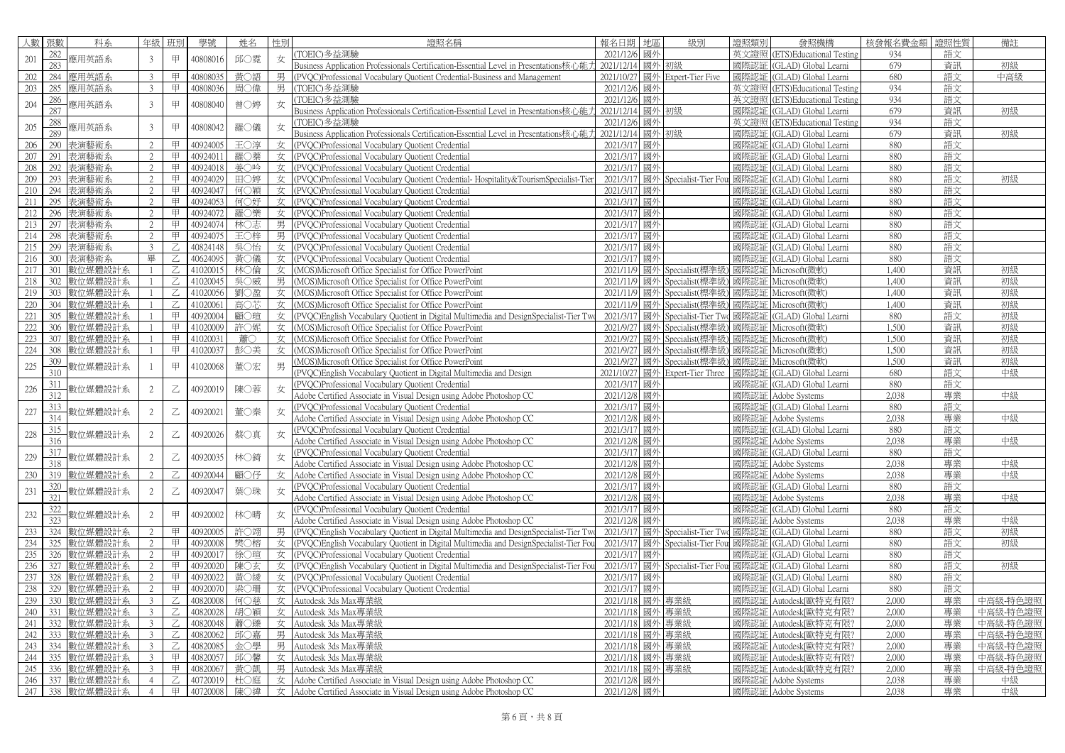| 人數 | 張數 | 科系 | 年級 | 班別 | 學號 | 姓名 | 性別 | 證照名稱 | 報名日期 | 地區 | 級別 | 證照類別 | 發照機構 | 核發報名費金額 | 證照性質 | 備註 |
|---|---|---|---|---|---|---|---|---|---|---|---|---|---|---|---|---|
| 201 | 282 | 應用英語系 | 3 | 甲 | 40808016 | 邱○霓 | 女 | (TOEIC)多益測驗 | 2021/12/6 | 國外 | | 英文證照 | (ETS)Educational Testing | 934 | 語文 | |
| | 283 | | | | | | | Business Application Professionals Certification-Essential Level in Presentations核心能力 | 2021/12/14 | 國外 | 初級 | 國際認証 | (GLAD) Global Learni | 679 | 資訊 | 初級 |
| 202 | 284 | 應用英語系 | 3 | 甲 | 40808035 | 黃○語 | 男 | (PVQC)Professional Vocabulary Quotient Credential-Business and Management | 2021/10/27 | 國外 | Expert-Tier Five | 國際認証 | (GLAD) Global Learni | 680 | 語文 | 中高級 |
| 203 | 285 | 應用英語系 | 3 | 甲 | 40808036 | 周○偉 | 男 | (TOEIC)多益測驗 | 2021/12/6 | 國外 | | 英文證照 | (ETS)Educational Testing | 934 | 語文 | |
| 204 | 286 | 應用英語系 | 3 | 甲 | 40808040 | 曾○婷 | 女 | (TOEIC)多益測驗 | 2021/12/6 | 國外 | | 英文證照 | (ETS)Educational Testing | 934 | 語文 | |
| | 287 | | | | | | | Business Application Professionals Certification-Essential Level in Presentations核心能力 | 2021/12/14 | 國外 | 初級 | 國際認証 | (GLAD) Global Learni | 679 | 資訊 | 初級 |
| 205 | 288 | 應用英語系 | 3 | 甲 | 40808042 | 羅○儀 | 女 | (TOEIC)多益測驗 | 2021/12/6 | 國外 | | 英文證照 | (ETS)Educational Testing | 934 | 語文 | |
| | 289 | | | | | | | Business Application Professionals Certification-Essential Level in Presentations核心能力 | 2021/12/14 | 國外 | 初級 | 國際認証 | (GLAD) Global Learni | 679 | 資訊 | 初級 |
| 206 | 290 | 表演藝術系 | 2 | 甲 | 40924005 | 王○淳 | 女 | (PVQC)Professional Vocabulary Quotient Credential | 2021/3/17 | 國外 | | 國際認証 | (GLAD) Global Learni | 880 | 語文 | |
| 207 | 291 | 表演藝術系 | 2 | 甲 | 40924011 | 羅○蓁 | 女 | (PVQC)Professional Vocabulary Quotient Credential | 2021/3/17 | 國外 | | 國際認証 | (GLAD) Global Learni | 880 | 語文 | |
| 208 | 292 | 表演藝術系 | 2 | 甲 | 40924018 | 姜○吟 | 女 | (PVQC)Professional Vocabulary Quotient Credential | 2021/3/17 | 國外 | | 國際認証 | (GLAD) Global Learni | 880 | 語文 | |
| 209 | 293 | 表演藝術系 | 2 | 甲 | 40924029 | 田○婷 | 女 | (PVQC)Professional Vocabulary Quotient Credential- Hospitality&TourismSpecialist-Tier | 2021/3/17 | 國外 | Specialist-Tier Fou | 國際認証 | (GLAD) Global Learni | 880 | 語文 | 初級 |
| 210 | 294 | 表演藝術系 | 2 | 甲 | 40924047 | 何○穎 | 女 | (PVQC)Professional Vocabulary Quotient Credential | 2021/3/17 | 國外 | | 國際認証 | (GLAD) Global Learni | 880 | 語文 | |
| 211 | 295 | 表演藝術系 | 2 | 甲 | 40924053 | 何○妤 | 女 | (PVQC)Professional Vocabulary Quotient Credential | 2021/3/17 | 國外 | | 國際認証 | (GLAD) Global Learni | 880 | 語文 | |
| 212 | 296 | 表演藝術系 | 2 | 甲 | 40924072 | 羅○樂 | 女 | (PVQC)Professional Vocabulary Quotient Credential | 2021/3/17 | 國外 | | 國際認証 | (GLAD) Global Learni | 880 | 語文 | |
| 213 | 297 | 表演藝術系 | 2 | 甲 | 40924074 | 林○志 | 男 | (PVQC)Professional Vocabulary Quotient Credential | 2021/3/17 | 國外 | | 國際認証 | (GLAD) Global Learni | 880 | 語文 | |
| 214 | 298 | 表演藝術系 | 2 | 甲 | 40924075 | 王○梓 | 男 | (PVQC)Professional Vocabulary Quotient Credential | 2021/3/17 | 國外 | | 國際認証 | (GLAD) Global Learni | 880 | 語文 | |
| 215 | 299 | 表演藝術系 | 3 | 乙 | 40824148 | 吳○怡 | 女 | (PVQC)Professional Vocabulary Quotient Credential | 2021/3/17 | 國外 | | 國際認証 | (GLAD) Global Learni | 880 | 語文 | |
| 216 | 300 | 表演藝術系 | 畢 | 乙 | 40624095 | 黃○儀 | 女 | (PVQC)Professional Vocabulary Quotient Credential | 2021/3/17 | 國外 | | 國際認証 | (GLAD) Global Learni | 880 | 語文 | |
| 217 | 301 | 數位媒體設計系 | 1 | 乙 | 41020015 | 林○倫 | 女 | (MOS)Microsoft Office Specialist for Office PowerPoint | 2021/11/9 | 國外 | Specialist(標準級) | 國際認証 | Microsoft(微軟) | 1,400 | 資訊 | 初級 |
| 218 | 302 | 數位媒體設計系 | 1 | 乙 | 41020045 | 吳○威 | 男 | (MOS)Microsoft Office Specialist for Office PowerPoint | 2021/11/9 | 國外 | Specialist(標準級) | 國際認証 | Microsoft(微軟) | 1,400 | 資訊 | 初級 |
| 219 | 303 | 數位媒體設計系 | 1 | 乙 | 41020056 | 劉○盈 | 女 | (MOS)Microsoft Office Specialist for Office PowerPoint | 2021/11/9 | 國外 | Specialist(標準級) | 國際認証 | Microsoft(微軟) | 1,400 | 資訊 | 初級 |
| 220 | 304 | 數位媒體設計系 | 1 | 乙 | 41020061 | 高○芯 | 女 | (MOS)Microsoft Office Specialist for Office PowerPoint | 2021/11/9 | 國外 | Specialist(標準級) | 國際認証 | Microsoft(微軟) | 1,400 | 資訊 | 初級 |
| 221 | 305 | 數位媒體設計系 | 1 | 甲 | 40920004 | 顧○瑄 | 女 | (PVQC)English Vocabulary Quotient in Digital Multimedia and DesignSpecialist-Tier Two | 2021/3/17 | 國外 | Specialist-Tier Two | 國際認証 | (GLAD) Global Learni | 880 | 語文 | 初級 |
| 222 | 306 | 數位媒體設計系 | 1 | 甲 | 41020009 | 許○妮 | 女 | (MOS)Microsoft Office Specialist for Office PowerPoint | 2021/9/27 | 國外 | Specialist(標準級) | 國際認証 | Microsoft(微軟) | 1,500 | 資訊 | 初級 |
| 223 | 307 | 數位媒體設計系 | 1 | 甲 | 41020031 | 蕭○ | 女 | (MOS)Microsoft Office Specialist for Office PowerPoint | 2021/9/27 | 國外 | Specialist(標準級) | 國際認証 | Microsoft(微軟) | 1,500 | 資訊 | 初級 |
| 224 | 308 | 數位媒體設計系 | 1 | 甲 | 41020037 | 彭○美 | 女 | (MOS)Microsoft Office Specialist for Office PowerPoint | 2021/9/27 | 國外 | Specialist(標準級) | 國際認証 | Microsoft(微軟) | 1,500 | 資訊 | 初級 |
| 225 | 309 | 數位媒體設計系 | 1 | 甲 | 41020068 | 董○宏 | 男 | (MOS)Microsoft Office Specialist for Office PowerPoint | 2021/9/27 | 國外 | Specialist(標準級) | 國際認証 | Microsoft(微軟) | 1,500 | 資訊 | 初級 |
| | 310 | | | | | | | (PVQC)English Vocabulary Quotient in Digital Multimedia and Design | 2021/10/27 | 國外 | Expert-Tier Three | 國際認証 | (GLAD) Global Learni | 680 | 語文 | 中級 |
| 226 | 311 | 數位媒體設計系 | 2 | 乙 | 40920019 | 陳○蓉 | 女 | (PVQC)Professional Vocabulary Quotient Credential | 2021/3/17 | 國外 | | 國際認証 | (GLAD) Global Learni | 880 | 語文 | |
| | 312 | | | | | | | Adobe Certified Associate in Visual Design using Adobe Photoshop CC | 2021/12/8 | 國外 | | 國際認証 | Adobe Systems | 2,038 | 專業 | 中級 |
| 227 | 313 | 數位媒體設計系 | 2 | 乙 | 40920021 | 董○蓁 | 女 | (PVQC)Professional Vocabulary Quotient Credential | 2021/3/17 | 國外 | | 國際認証 | (GLAD) Global Learni | 880 | 語文 | |
| | 314 | | | | | | | Adobe Certified Associate in Visual Design using Adobe Photoshop CC | 2021/12/8 | 國外 | | 國際認証 | Adobe Systems | 2,038 | 專業 | 中級 |
| 228 | 315 | 數位媒體設計系 | 2 | 乙 | 40920026 | 蔡○真 | 女 | (PVQC)Professional Vocabulary Quotient Credential | 2021/3/17 | 國外 | | 國際認証 | (GLAD) Global Learni | 880 | 語文 | |
| | 316 | | | | | | | Adobe Certified Associate in Visual Design using Adobe Photoshop CC | 2021/12/8 | 國外 | | 國際認証 | Adobe Systems | 2,038 | 專業 | 中級 |
| 229 | 317 | 數位媒體設計系 | 2 | 乙 | 40920035 | 林○錡 | 女 | (PVQC)Professional Vocabulary Quotient Credential | 2021/3/17 | 國外 | | 國際認証 | (GLAD) Global Learni | 880 | 語文 | |
| | 318 | | | | | | | Adobe Certified Associate in Visual Design using Adobe Photoshop CC | 2021/12/8 | 國外 | | 國際認証 | Adobe Systems | 2,038 | 專業 | 中級 |
| 230 | 319 | 數位媒體設計系 | 2 | 乙 | 40920044 | 顧○伃 | 女 | Adobe Certified Associate in Visual Design using Adobe Photoshop CC | 2021/12/8 | 國外 | | 國際認証 | Adobe Systems | 2,038 | 專業 | 中級 |
| 231 | 320 | 數位媒體設計系 | 2 | 乙 | 40920047 | 葉○珠 | 女 | (PVQC)Professional Vocabulary Quotient Credential | 2021/3/17 | 國外 | | 國際認証 | (GLAD) Global Learni | 880 | 語文 | |
| | 321 | | | | | | | Adobe Certified Associate in Visual Design using Adobe Photoshop CC | 2021/12/8 | 國外 | | 國際認証 | Adobe Systems | 2,038 | 專業 | 中級 |
| 232 | 322 | 數位媒體設計系 | 2 | 甲 | 40920002 | 林○晴 | 女 | (PVQC)Professional Vocabulary Quotient Credential | 2021/3/17 | 國外 | | 國際認証 | (GLAD) Global Learni | 880 | 語文 | |
| | 323 | | | | | | | Adobe Certified Associate in Visual Design using Adobe Photoshop CC | 2021/12/8 | 國外 | | 國際認証 | Adobe Systems | 2,038 | 專業 | 中級 |
| 233 | 324 | 數位媒體設計系 | 2 | 甲 | 40920005 | 許○翊 | 男 | (PVQC)English Vocabulary Quotient in Digital Multimedia and DesignSpecialist-Tier Two | 2021/3/17 | 國外 | Specialist-Tier Two | 國際認証 | (GLAD) Global Learni | 880 | 語文 | 初級 |
| 234 | 325 | 數位媒體設計系 | 2 | 甲 | 40920008 | 樊○榕 | 女 | (PVQC)English Vocabulary Quotient in Digital Multimedia and DesignSpecialist-Tier Fou | 2021/3/17 | 國外 | Specialist-Tier Four | 國際認証 | (GLAD) Global Learni | 880 | 語文 | 初級 |
| 235 | 326 | 數位媒體設計系 | 2 | 甲 | 40920017 | 徐○瑄 | 女 | (PVQC)Professional Vocabulary Quotient Credential | 2021/3/17 | 國外 | | 國際認証 | (GLAD) Global Learni | 880 | 語文 | |
| 236 | 327 | 數位媒體設計系 | 2 | 甲 | 40920020 | 陳○玄 | 女 | (PVQC)English Vocabulary Quotient in Digital Multimedia and DesignSpecialist-Tier Fou | 2021/3/17 | 國外 | Specialist-Tier Four | 國際認証 | (GLAD) Global Learni | 880 | 語文 | 初級 |
| 237 | 328 | 數位媒體設計系 | 2 | 甲 | 40920022 | 黃○綾 | 女 | (PVQC)Professional Vocabulary Quotient Credential | 2021/3/17 | 國外 | | 國際認証 | (GLAD) Global Learni | 880 | 語文 | |
| 238 | 329 | 數位媒體設計系 | 2 | 甲 | 40920070 | 梁○珊 | 女 | (PVQC)Professional Vocabulary Quotient Credential | 2021/3/17 | 國外 | | 國際認証 | (GLAD) Global Learni | 880 | 語文 | |
| 239 | 330 | 數位媒體設計系 | 3 | 甲 | 40820008 | 何○慈 | 女 | Autodesk 3ds Max專業級 | 2021/1/18 | 國外 | 專業級 | 國際認証 | Autodesk[歐特克有限? | 2,000 | 專業 | 中高級-特色證照 |
| 240 | 331 | 數位媒體設計系 | 3 | 乙 | 40820028 | 胡○穎 | 女 | Autodesk 3ds Max專業級 | 2021/1/18 | 國外 | 專業級 | 國際認証 | Autodesk[歐特克有限? | 2,000 | 專業 | 中高級-特色證照 |
| 241 | 332 | 數位媒體設計系 | 3 | 乙 | 40820048 | 蕭○臻 | 女 | Autodesk 3ds Max專業級 | 2021/1/18 | 國外 | 專業級 | 國際認証 | Autodesk[歐特克有限? | 2,000 | 專業 | 中高級-特色證照 |
| 242 | 333 | 數位媒體設計系 | 3 | 乙 | 40820062 | 邱○嘉 | 男 | Autodesk 3ds Max專業級 | 2021/1/18 | 國外 | 專業級 | 國際認証 | Autodesk[歐特克有限? | 2,000 | 專業 | 中高級-特色證照 |
| 243 | 334 | 數位媒體設計系 | 3 | 乙 | 40820085 | 金○學 | 男 | Autodesk 3ds Max專業級 | 2021/1/18 | 國外 | 專業級 | 國際認証 | Autodesk[歐特克有限? | 2,000 | 專業 | 中高級-特色證照 |
| 244 | 335 | 數位媒體設計系 | 3 | 甲 | 40820057 | 邱○馨 | 女 | Autodesk 3ds Max專業級 | 2021/1/18 | 國外 | 專業級 | 國際認証 | Autodesk[歐特克有限? | 2,000 | 專業 | 中高級-特色證照 |
| 245 | 336 | 數位媒體設計系 | 3 | 甲 | 40820067 | 黃○凱 | 男 | Autodesk 3ds Max專業級 | 2021/1/18 | 國外 | 專業級 | 國際認証 | Autodesk[歐特克有限? | 2,000 | 專業 | 中高級-特色證照 |
| 246 | 337 | 數位媒體設計系 | 4 | 乙 | 40720019 | 杜○庭 | 女 | Adobe Certified Associate in Visual Design using Adobe Photoshop CC | 2021/12/8 | 國外 | | 國際認証 | Adobe Systems | 2,038 | 專業 | 中級 |
| 247 | 338 | 數位媒體設計系 | 4 | 甲 | 40720008 | 陳○緯 | 女 | Adobe Certified Associate in Visual Design using Adobe Photoshop CC | 2021/12/8 | 國外 | | 國際認証 | Adobe Systems | 2,038 | 專業 | 中級 |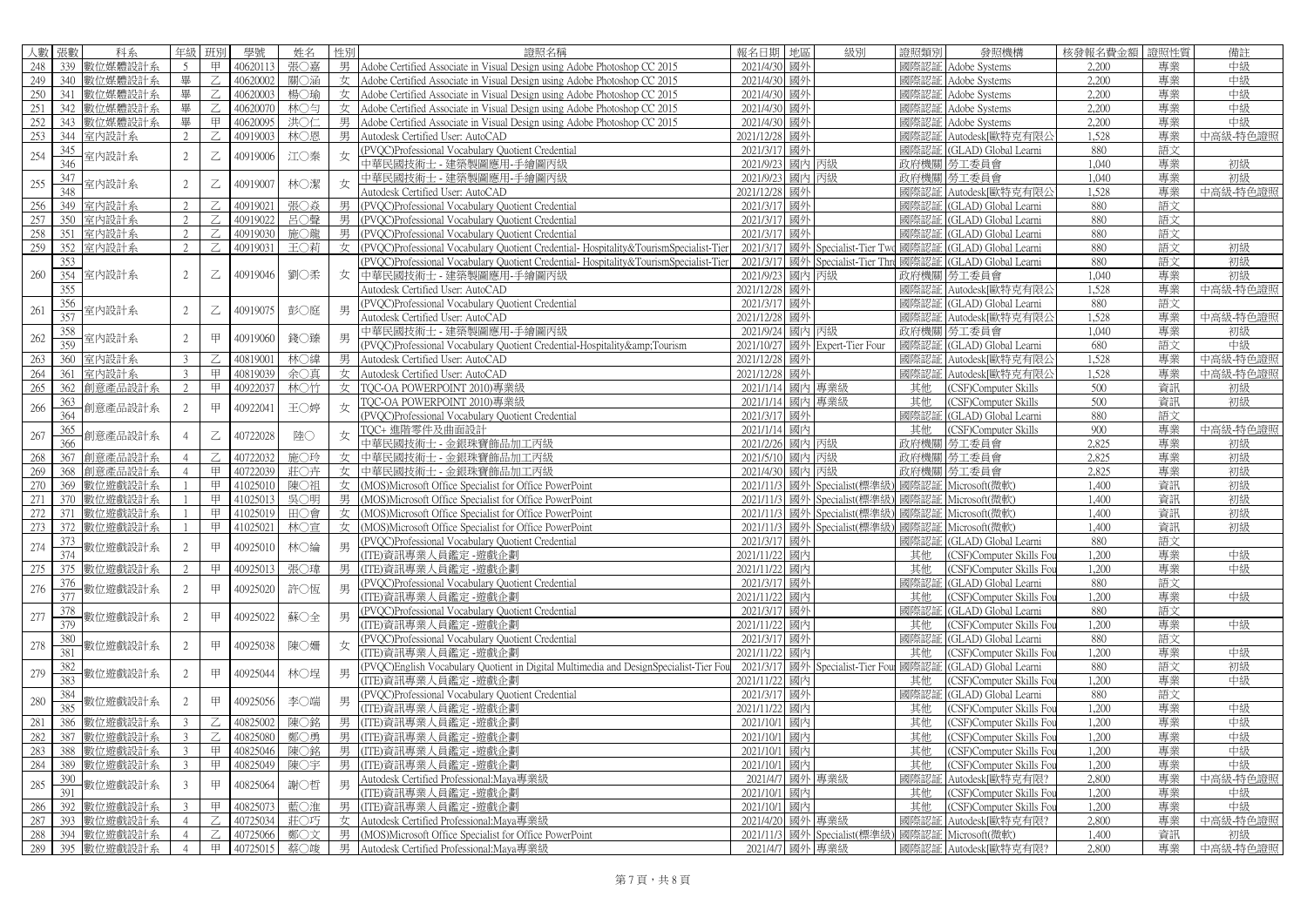| 人數 | 張數 | 科系 | 年級 | 班別 | 學號 | 姓名 | 性別 | 證照名稱 | 報名日期 | 地區 | 級別 | 證照類別 | 發照機構 | 核發報名費金額 | 證照性質 | 備註 |
|---|---|---|---|---|---|---|---|---|---|---|---|---|---|---|---|---|
| 248 | 339 | 數位媒體設計系 | 5 | 甲 | 40620113 | 張〇嘉 | 男 | Adobe Certified Associate in Visual Design using Adobe Photoshop CC 2015 | 2021/4/30 | 國外 | | 國際認証 | Adobe Systems | 2,200 | 專業 | 中級 |
| 249 | 340 | 數位媒體設計系 | 畢 | 乙 | 40620002 | 關〇涵 | 女 | Adobe Certified Associate in Visual Design using Adobe Photoshop CC 2015 | 2021/4/30 | 國外 | | 國際認証 | Adobe Systems | 2,200 | 專業 | 中級 |
| 250 | 341 | 數位媒體設計系 | 畢 | 乙 | 40620003 | 楊〇瑜 | 女 | Adobe Certified Associate in Visual Design using Adobe Photoshop CC 2015 | 2021/4/30 | 國外 | | 國際認証 | Adobe Systems | 2,200 | 專業 | 中級 |
| 251 | 342 | 數位媒體設計系 | 畢 | 乙 | 40620070 | 林〇勻 | 女 | Adobe Certified Associate in Visual Design using Adobe Photoshop CC 2015 | 2021/4/30 | 國外 | | 國際認証 | Adobe Systems | 2,200 | 專業 | 中級 |
| 252 | 343 | 數位媒體設計系 | 畢 | 甲 | 40620095 | 洪〇仁 | 男 | Adobe Certified Associate in Visual Design using Adobe Photoshop CC 2015 | 2021/4/30 | 國外 | | 國際認証 | Adobe Systems | 2,200 | 專業 | 中級 |
| 253 | 344 | 室內設計系 | 2 | 乙 | 40919003 | 林〇恩 | 男 | Autodesk Certified User: AutoCAD | 2021/12/28 | 國外 | | 國際認証 | Autodesk歐特克有限公 | 1,528 | 專業 | 中高級-特色證照 |
| 254 | 345 | 室內設計系 | 2 | 乙 | 40919006 | 江〇秦 | 女 | (PVQC)Professional Vocabulary Quotient Credential | 2021/3/17 | 國外 | | 國際認証 | (GLAD) Global Learni | 880 | 語文 | |
| | 346 | | | | | | | 中華民國技術士 - 建築製圖應用-手繪圖丙級 | 2021/9/23 | 國內 | 丙級 | 政府機關 | 勞工委員會 | 1,040 | 專業 | 初級 |
| 255 | 347 | 室內設計系 | 2 | 乙 | 40919007 | 林〇潔 | 女 | 中華民國技術士 - 建築製圖應用-手繪圖丙級 | 2021/9/23 | 國內 | 丙級 | 政府機關 | 勞工委員會 | 1,040 | 專業 | 初級 |
| | 348 | | | | | | | Autodesk Certified User: AutoCAD | 2021/12/28 | 國外 | | 國際認証 | Autodesk歐特克有限公 | 1,528 | 專業 | 中高級-特色證照 |
| 256 | 349 | 室內設計系 | 2 | 乙 | 40919021 | 張〇焱 | 男 | (PVQC)Professional Vocabulary Quotient Credential | 2021/3/17 | 國外 | | 國際認証 | (GLAD) Global Learni | 880 | 語文 | |
| 257 | 350 | 室內設計系 | 2 | 乙 | 40919022 | 呂〇聲 | 男 | (PVQC)Professional Vocabulary Quotient Credential | 2021/3/17 | 國外 | | 國際認証 | (GLAD) Global Learni | 880 | 語文 | |
| 258 | 351 | 室內設計系 | 2 | 乙 | 40919030 | 施〇龍 | 男 | (PVQC)Professional Vocabulary Quotient Credential | 2021/3/17 | 國外 | | 國際認証 | (GLAD) Global Learni | 880 | 語文 | |
| 259 | 352 | 室內設計系 | 2 | 乙 | 40919031 | 王〇莉 | 女 | (PVQC)Professional Vocabulary Quotient Credential- Hospitality&TourismSpecialist-Tier | 2021/3/17 | 國外 | Specialist-Tier Two | 國際認証 | (GLAD) Global Learni | 880 | 語文 | 初級 |
| 260 | 353 | 室內設計系 | 2 | 乙 | 40919046 | 劉〇柔 | 女 | (PVQC)Professional Vocabulary Quotient Credential- Hospitality&TourismSpecialist-Tier | 2021/3/17 | 國外 | Specialist-Tier Thre | 國際認証 | (GLAD) Global Learni | 880 | 語文 | 初級 |
| | 354 | | | | | | | 中華民國技術士 - 建築製圖應用-手繪圖丙級 | 2021/9/23 | 國內 | 丙級 | 政府機關 | 勞工委員會 | 1,040 | 專業 | 初級 |
| | 355 | | | | | | | Autodesk Certified User: AutoCAD | 2021/12/28 | 國外 | | 國際認証 | Autodesk歐特克有限公 | 1,528 | 專業 | 中高級-特色證照 |
| 261 | 356 | 室內設計系 | 2 | 乙 | 40919075 | 彭〇庭 | 男 | (PVQC)Professional Vocabulary Quotient Credential | 2021/3/17 | 國外 | | 國際認証 | (GLAD) Global Learni | 880 | 語文 | |
| | 357 | | | | | | | Autodesk Certified User: AutoCAD | 2021/12/28 | 國外 | | 國際認証 | Autodesk歐特克有限公 | 1,528 | 專業 | 中高級-特色證照 |
| 262 | 358 | 室內設計系 | 2 | 甲 | 40919060 | 錢〇臻 | 男 | 中華民國技術士 - 建築製圖應用-手繪圖丙級 | 2021/9/24 | 國內 | 丙級 | 政府機關 | 勞工委員會 | 1,040 | 專業 | 初級 |
| | 359 | | | | | | | (PVQC)Professional Vocabulary Quotient Credential-Hospitality&amp;Tourism | 2021/10/27 | 國外 | Expert-Tier Four | 國際認証 | (GLAD) Global Learni | 680 | 語文 | 中級 |
| 263 | 360 | 室內設計系 | 3 | 乙 | 40819001 | 林〇緯 | 男 | Autodesk Certified User: AutoCAD | 2021/12/28 | 國外 | | 國際認証 | Autodesk歐特克有限公 | 1,528 | 專業 | 中高級-特色證照 |
| 264 | 361 | 室內設計系 | 3 | 甲 | 40819039 | 余〇真 | 女 | Autodesk Certified User: AutoCAD | 2021/12/28 | 國外 | | 國際認証 | Autodesk歐特克有限公 | 1,528 | 專業 | 中高級-特色證照 |
| 265 | 362 | 創意產品設計系 | 2 | 甲 | 40922037 | 林〇竹 | 女 | TQC-OA POWERPOINT 2010)專業級 | 2021/1/14 | 國內 | 專業級 | 其他 | (CSF)Computer Skills | 500 | 資訊 | 初級 |
| 266 | 363 | 創意產品設計系 | 2 | 甲 | 40922041 | 王〇婷 | 女 | TQC-OA POWERPOINT 2010)專業級 | 2021/1/14 | 國內 | 專業級 | 其他 | (CSF)Computer Skills | 500 | 資訊 | 初級 |
| | 364 | | | | | | | (PVQC)Professional Vocabulary Quotient Credential | 2021/3/17 | 國外 | | 國際認証 | (GLAD) Global Learni | 880 | 語文 | |
| 267 | 365 | 創意產品設計系 | 4 | 乙 | 40722028 | 陸〇 | 女 | TQC+ 進階零件及曲面設計 | 2021/1/14 | 國內 | | 其他 | (CSF)Computer Skills | 900 | 專業 | 中高級-特色證照 |
| | 366 | | | | | | | 中華民國技術士 - 金銀珠寶飾品加工丙級 | 2021/2/26 | 國內 | 丙級 | 政府機關 | 勞工委員會 | 2,825 | 專業 | 初級 |
| 268 | 367 | 創意產品設計系 | 4 | 乙 | 40722032 | 施〇玲 | 女 | 中華民國技術士 - 金銀珠寶飾品加工丙級 | 2021/5/10 | 國內 | 丙級 | 政府機關 | 勞工委員會 | 2,825 | 專業 | 初級 |
| 269 | 368 | 創意產品設計系 | 4 | 甲 | 40722039 | 莊〇卉 | 女 | 中華民國技術士 - 金銀珠寶飾品加工丙級 | 2021/4/30 | 國內 | 丙級 | 政府機關 | 勞工委員會 | 2,825 | 專業 | 初級 |
| 270 | 369 | 數位遊戲設計系 | 1 | 甲 | 41025010 | 陳〇祖 | 女 | (MOS)Microsoft Office Specialist for Office PowerPoint | 2021/11/3 | 國外 | Specialist(標準級) | 國際認証 | Microsoft(微軟) | 1,400 | 資訊 | 初級 |
| 271 | 370 | 數位遊戲設計系 | 1 | 甲 | 41025013 | 吳〇明 | 男 | (MOS)Microsoft Office Specialist for Office PowerPoint | 2021/11/3 | 國外 | Specialist(標準級) | 國際認証 | Microsoft(微軟) | 1,400 | 資訊 | 初級 |
| 272 | 371 | 數位遊戲設計系 | 1 | 甲 | 41025019 | 田〇會 | 女 | (MOS)Microsoft Office Specialist for Office PowerPoint | 2021/11/3 | 國外 | Specialist(標準級) | 國際認証 | Microsoft(微軟) | 1,400 | 資訊 | 初級 |
| 273 | 372 | 數位遊戲設計系 | 1 | 甲 | 41025021 | 林〇宣 | 女 | (MOS)Microsoft Office Specialist for Office PowerPoint | 2021/11/3 | 國外 | Specialist(標準級) | 國際認証 | Microsoft(微軟) | 1,400 | 資訊 | 初級 |
| 274 | 373 | 數位遊戲設計系 | 2 | 甲 | 40925010 | 林〇綸 | 男 | (PVQC)Professional Vocabulary Quotient Credential | 2021/3/17 | 國外 | | 國際認証 | (GLAD) Global Learni | 880 | 語文 | |
| | 374 | | | | | | | (ITE)資訊專業人員鑑定 -遊戲企劃 | 2021/11/22 | 國內 | | 其他 | (CSF)Computer Skills Fou | 1,200 | 專業 | 中級 |
| 275 | 375 | 數位遊戲設計系 | 2 | 甲 | 40925013 | 張〇瑋 | 男 | (ITE)資訊專業人員鑑定 -遊戲企劃 | 2021/11/22 | 國內 | | 其他 | (CSF)Computer Skills Fou | 1,200 | 專業 | 中級 |
| 276 | 376 | 數位遊戲設計系 | 2 | 甲 | 40925020 | 許〇恆 | 男 | (PVQC)Professional Vocabulary Quotient Credential | 2021/3/17 | 國外 | | 國際認証 | (GLAD) Global Learni | 880 | 語文 | |
| | 377 | | | | | | | (ITE)資訊專業人員鑑定 -遊戲企劃 | 2021/11/22 | 國內 | | 其他 | (CSF)Computer Skills Fou | 1,200 | 專業 | 中級 |
| 277 | 378 | 數位遊戲設計系 | 2 | 甲 | 40925022 | 蘇〇全 | 男 | (PVQC)Professional Vocabulary Quotient Credential | 2021/3/17 | 國外 | | 國際認証 | (GLAD) Global Learni | 880 | 語文 | |
| | 379 | | | | | | | (ITE)資訊專業人員鑑定 -遊戲企劃 | 2021/11/22 | 國內 | | 其他 | (CSF)Computer Skills Fou | 1,200 | 專業 | 中級 |
| 278 | 380 | 數位遊戲設計系 | 2 | 甲 | 40925038 | 陳〇姍 | 女 | (PVQC)Professional Vocabulary Quotient Credential | 2021/3/17 | 國外 | | 國際認証 | (GLAD) Global Learni | 880 | 語文 | |
| | 381 | | | | | | | (ITE)資訊專業人員鑑定 -遊戲企劃 | 2021/11/22 | 國內 | | 其他 | (CSF)Computer Skills Fou | 1,200 | 專業 | 中級 |
| 279 | 382 | 數位遊戲設計系 | 2 | 甲 | 40925044 | 林〇煋 | 男 | (PVQC)English Vocabulary Quotient in Digital Multimedia and DesignSpecialist-Tier Fou | 2021/3/17 | 國外 | Specialist-Tier Four | 國際認証 | (GLAD) Global Learni | 880 | 語文 | 初級 |
| | 383 | | | | | | | (ITE)資訊專業人員鑑定 -遊戲企劃 | 2021/11/22 | 國內 | | 其他 | (CSF)Computer Skills Fou | 1,200 | 專業 | 中級 |
| 280 | 384 | 數位遊戲設計系 | 2 | 甲 | 40925056 | 李〇端 | 男 | (PVQC)Professional Vocabulary Quotient Credential | 2021/3/17 | 國外 | | 國際認証 | (GLAD) Global Learni | 880 | 語文 | |
| | 385 | | | | | | | (ITE)資訊專業人員鑑定 -遊戲企劃 | 2021/11/22 | 國內 | | 其他 | (CSF)Computer Skills Fou | 1,200 | 專業 | 中級 |
| 281 | 386 | 數位遊戲設計系 | 3 | 乙 | 40825002 | 陳〇銘 | 男 | (ITE)資訊專業人員鑑定 -遊戲企劃 | 2021/10/1 | 國內 | | 其他 | (CSF)Computer Skills Fou | 1,200 | 專業 | 中級 |
| 282 | 387 | 數位遊戲設計系 | 3 | 乙 | 40825080 | 鄭〇勇 | 男 | (ITE)資訊專業人員鑑定 -遊戲企劃 | 2021/10/1 | 國內 | | 其他 | (CSF)Computer Skills Fou | 1,200 | 專業 | 中級 |
| 283 | 388 | 數位遊戲設計系 | 3 | 甲 | 40825046 | 陳〇銘 | 男 | (ITE)資訊專業人員鑑定 -遊戲企劃 | 2021/10/1 | 國內 | | 其他 | (CSF)Computer Skills Fou | 1,200 | 專業 | 中級 |
| 284 | 389 | 數位遊戲設計系 | 3 | 甲 | 40825049 | 陳〇宇 | 男 | (ITE)資訊專業人員鑑定 -遊戲企劃 | 2021/10/1 | 國內 | | 其他 | (CSF)Computer Skills Fou | 1,200 | 專業 | 中級 |
| 285 | 390 | 數位遊戲設計系 | 3 | 甲 | 40825064 | 謝〇哲 | 男 | Autodesk Certified Professional:Maya專業級 | 2021/4/7 | 國外 | 專業級 | 國際認証 | Autodesk[歐特克有限? | 2,800 | 專業 | 中高級-特色證照 |
| | 391 | | | | | | | (ITE)資訊專業人員鑑定 -遊戲企劃 | 2021/10/1 | 國內 | | 其他 | (CSF)Computer Skills Fou | 1,200 | 專業 | 中級 |
| 286 | 392 | 數位遊戲設計系 | 3 | 甲 | 40825073 | 藍〇准 | 男 | (ITE)資訊專業人員鑑定 -遊戲企劃 | 2021/10/1 | 國內 | | 其他 | (CSF)Computer Skills Fou | 1,200 | 專業 | 中級 |
| 287 | 393 | 數位遊戲設計系 | 4 | 乙 | 40725034 | 莊〇巧 | 女 | Autodesk Certified Professional:Maya專業級 | 2021/4/20 | 國外 | 專業級 | 國際認証 | Autodesk[歐特克有限? | 2,800 | 專業 | 中高級-特色證照 |
| 288 | 394 | 數位遊戲設計系 | 4 | 乙 | 40725066 | 鄭〇文 | 男 | (MOS)Microsoft Office Specialist for Office PowerPoint | 2021/11/3 | 國外 | Specialist(標準級) | 國際認証 | Microsoft(微軟) | 1,400 | 資訊 | 初級 |
| 289 | 395 | 數位遊戲設計系 | 4 | 甲 | 40725015 | 蔡〇竣 | 男 | Autodesk Certified Professional:Maya專業級 | 2021/4/7 | 國外 | 專業級 | 國際認証 | Autodesk[歐特克有限? | 2,800 | 專業 | 中高級-特色證照 |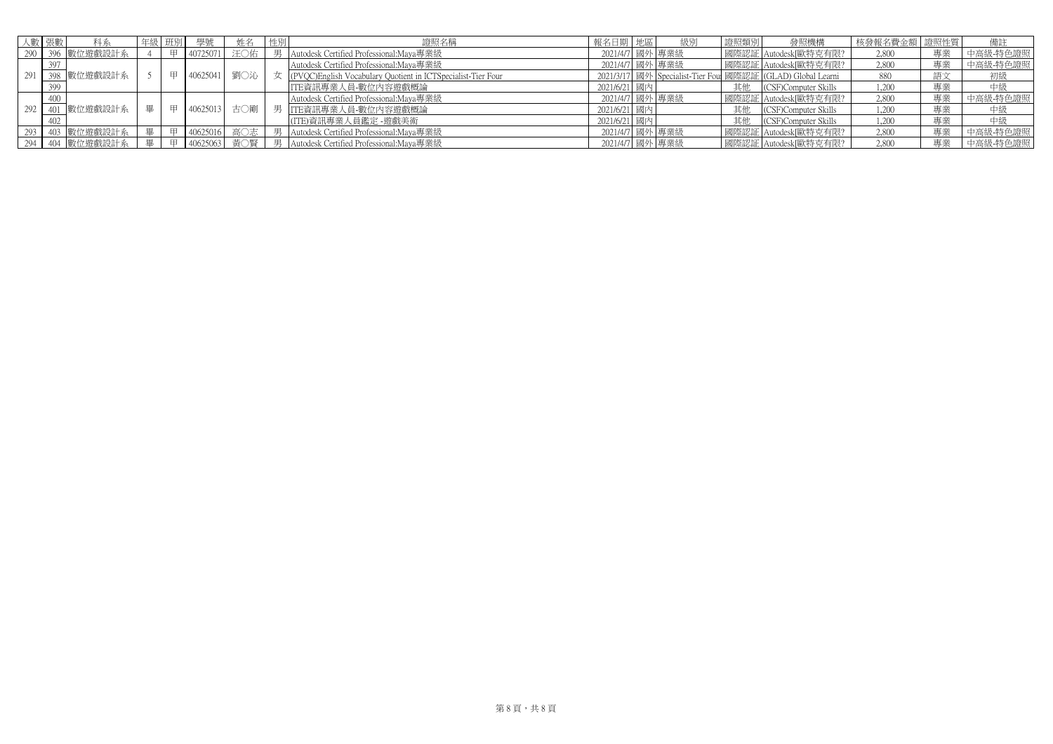| 人數 | 張數 | 科系 | 年級 | 班別 | 學號 | 姓名 | 性別 | 證照名稱 | 報名日期 | 地區 | 級別 | 證照類別 | 發照機構 | 核發報名費金額 | 證照性質 | 備註 |
|---|---|---|---|---|---|---|---|---|---|---|---|---|---|---|---|---|
| 290 | 396 | 數位遊戲設計系 | 4 | 甲 | 40725071 | 汪○佑 | 男 | Autodesk Certified Professional:Maya專業級 | 2021/4/7 | 國外 | 專業級 | 國際認証 | Autodesk[歐特克有限? | 2,800 | 專業 | 中高級-特色證照 |
| 291 | 397 | 數位遊戲設計系 | 5 | 甲 | 40625041 | 劉○沁 | 女 | Autodesk Certified Professional:Maya專業級 | 2021/4/7 | 國外 | 專業級 | 國際認証 | Autodesk[歐特克有限? | 2,800 | 專業 | 中高級-特色證照 |
| | 398 | | | | | | | (PVQC)English Vocabulary Quotient in ICTSpecialist-Tier Four | 2021/3/17 | 國外 | Specialist-Tier Four | 國際認証 | (GLAD) Global Learni | 880 | 語文 | 初級 |
| | 399 | | | | | | | ITE資訊專業人員-數位內容遊戲概論 | 2021/6/21 | 國內 | | 其他 | (CSF)Computer Skills | 1,200 | 專業 | 中級 |
| 292 | 400 | 數位遊戲設計系 | 畢 | 甲 | 40625013 | 古○剛 | 男 | Autodesk Certified Professional:Maya專業級 | 2021/4/7 | 國外 | 專業級 | 國際認証 | Autodesk[歐特克有限? | 2,800 | 專業 | 中高級-特色證照 |
| | 401 | | | | | | | ITE資訊專業人員-數位內容遊戲概論 | 2021/6/21 | 國內 | | 其他 | (CSF)Computer Skills | 1,200 | 專業 | 中級 |
| | 402 | | | | | | | (ITE)資訊專業人員鑑定 -遊戲美術 | 2021/6/21 | 國內 | | 其他 | (CSF)Computer Skills | 1,200 | 專業 | 中級 |
| 293 | 403 | 數位遊戲設計系 | 畢 | 甲 | 40625016 | 高○志 | 男 | Autodesk Certified Professional:Maya專業級 | 2021/4/7 | 國外 | 專業級 | 國際認証 | Autodesk[歐特克有限? | 2,800 | 專業 | 中高級-特色證照 |
| 294 | 404 | 數位遊戲設計系 | 畢 | 甲 | 40625063 | 黃○賢 | 男 | Autodesk Certified Professional:Maya專業級 | 2021/4/7 | 國外 | 專業級 | 國際認証 | Autodesk[歐特克有限? | 2,800 | 專業 | 中高級-特色證照 |